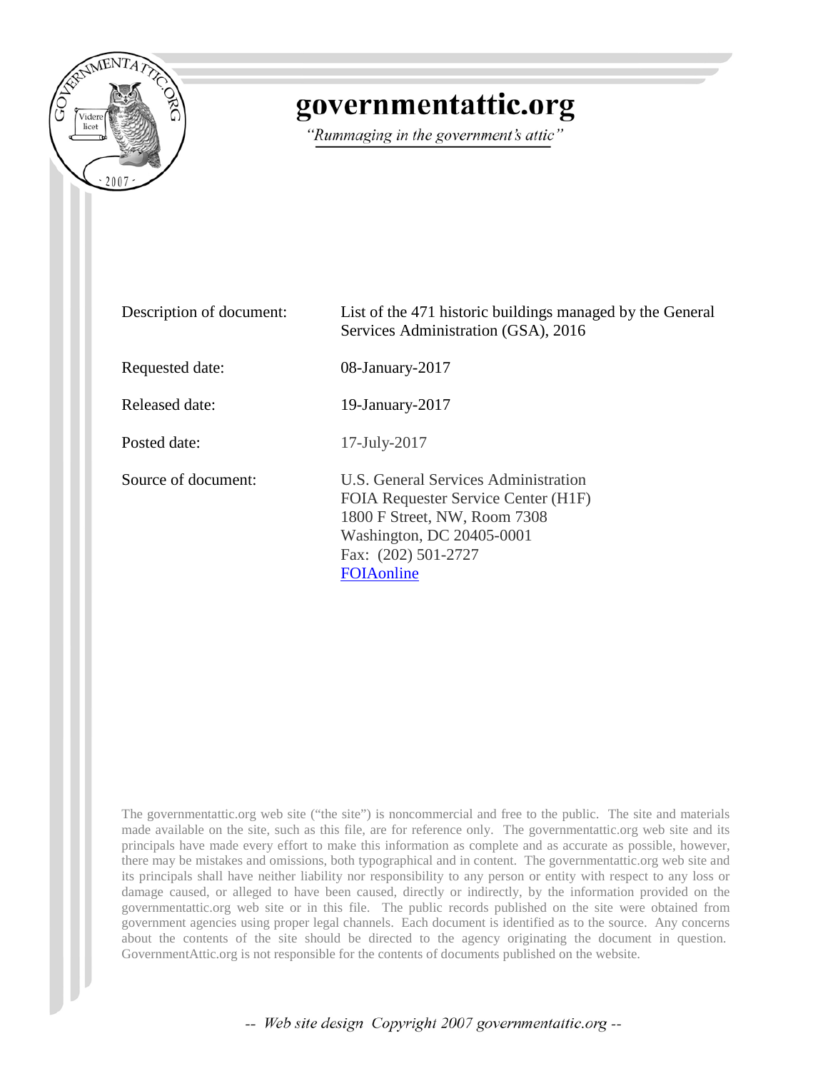# governmentattic.org

*"Rummaging in the government's attic"*

| | |
|---|---|
| Description of document: | List of the 471 historic buildings managed by the General Services Administration (GSA), 2016 |
| Requested date: | 08-January-2017 |
| Released date: | 19-January-2017 |
| Posted date: | 17-July-2017 |
| Source of document: | U.S. General Services Administration<br>FOIA Requester Service Center (H1F)<br>1800 F Street, NW, Room 7308<br>Washington, DC 20405-0001<br>Fax: (202) 501-2727<br>FOIAonline |

The governmentattic.org web site ("the site") is noncommercial and free to the public. The site and materials made available on the site, such as this file, are for reference only. The governmentattic.org web site and its principals have made every effort to make this information as complete and as accurate as possible, however, there may be mistakes and omissions, both typographical and in content. The governmentattic.org web site and its principals shall have neither liability nor responsibility to any person or entity with respect to any loss or damage caused, or alleged to have been caused, directly or indirectly, by the information provided on the governmentattic.org web site or in this file. The public records published on the site were obtained from government agencies using proper legal channels. Each document is identified as to the source. Any concerns about the contents of the site should be directed to the agency originating the document in question. GovernmentAttic.org is not responsible for the contents of documents published on the website.

-- Web site design Copyright 2007 governmentattic.org --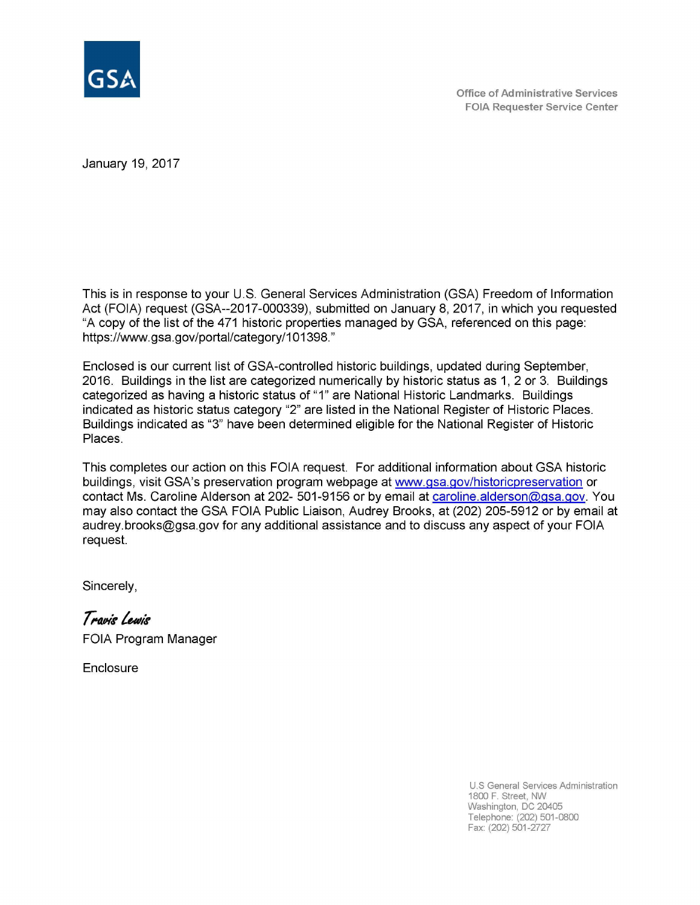GSA

Office of Administrative Services
FOIA Requester Service Center

January 19, 2017

This is in response to your U.S. General Services Administration (GSA) Freedom of Information Act (FOIA) request (GSA--2017-000339), submitted on January 8, 2017, in which you requested "A copy of the list of the 471 historic properties managed by GSA, referenced on this page: https://www.gsa.gov/portal/category/101398."

Enclosed is our current list of GSA-controlled historic buildings, updated during September, 2016. Buildings in the list are categorized numerically by historic status as 1, 2 or 3. Buildings categorized as having a historic status of "1" are National Historic Landmarks. Buildings indicated as historic status category "2" are listed in the National Register of Historic Places. Buildings indicated as "3" have been determined eligible for the National Register of Historic Places.

This completes our action on this FOIA request. For additional information about GSA historic buildings, visit GSA's preservation program webpage at [www.gsa.gov/historicpreservation](www.gsa.gov/historicpreservation) or contact Ms. Caroline Alderson at 202- 501-9156 or by email at [caroline.alderson@gsa.gov](mailto:caroline.alderson@gsa.gov). You may also contact the GSA FOIA Public Liaison, Audrey Brooks, at (202) 205-5912 or by email at audrey.brooks@gsa.gov for any additional assistance and to discuss any aspect of your FOIA request.

Sincerely,

*Travis Lewis*
FOIA Program Manager

Enclosure

U.S General Services Administration
1800 F. Street, NW
Washington, DC 20405
Telephone: (202) 501-0800
Fax: (202) 501-2727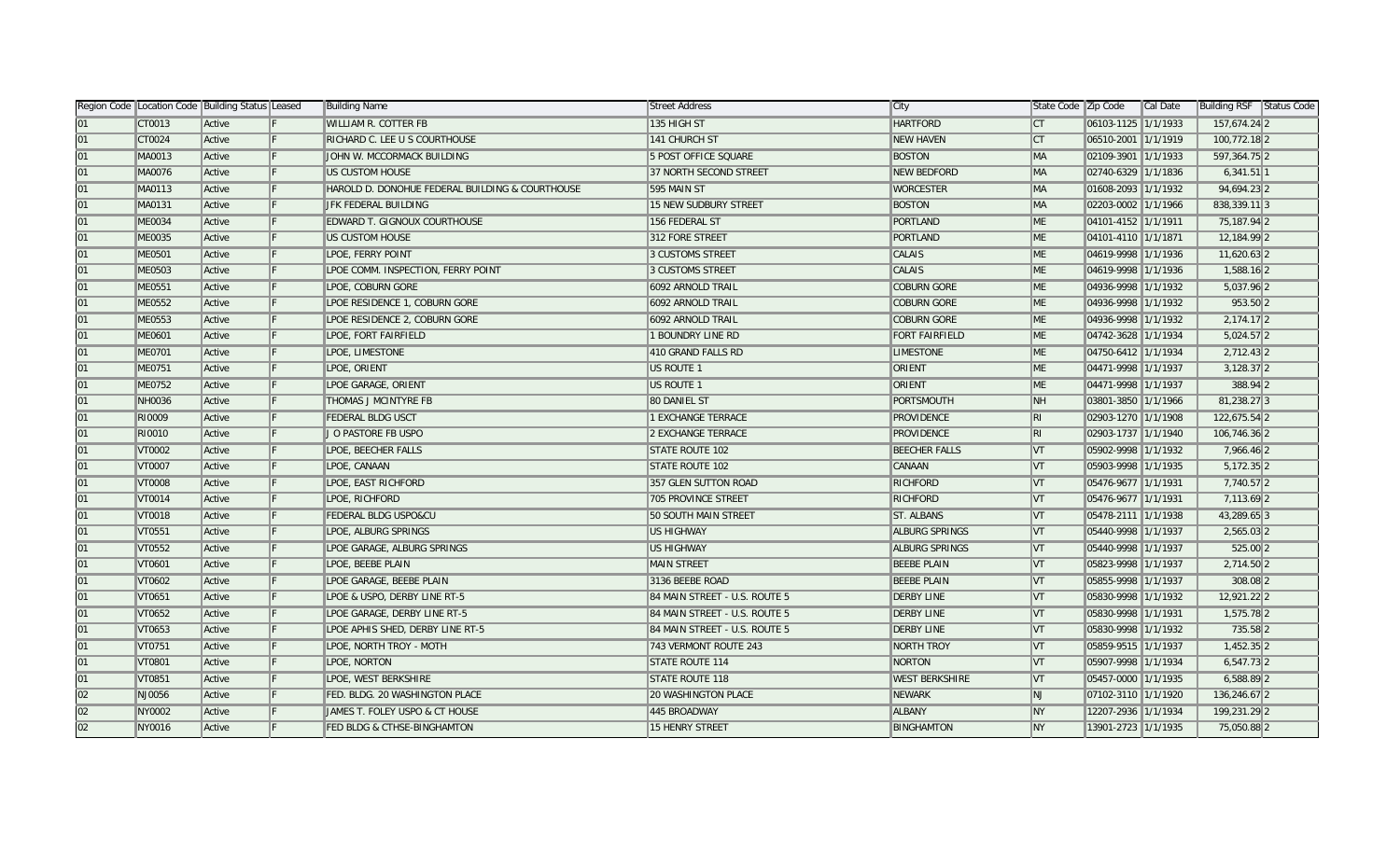| Region Code | Location Code | Building Status | Leased | Building Name | Street Address | City | State Code | Zip Code | Cal Date | Building RSF | Status Code |
|---|---|---|---|---|---|---|---|---|---|---|---|
| 01 | CT0013 | Active | F | WILLIAM R. COTTER FB | 135 HIGH ST | HARTFORD | CT | 06103-1125 | 1/1/1933 | 157,674.24 | 2 |
| 01 | CT0024 | Active | F | RICHARD C. LEE U S COURTHOUSE | 141 CHURCH ST | NEW HAVEN | CT | 06510-2001 | 1/1/1919 | 100,772.18 | 2 |
| 01 | MA0013 | Active | F | JOHN W. MCCORMACK BUILDING | 5 POST OFFICE SQUARE | BOSTON | MA | 02109-3901 | 1/1/1933 | 597,364.75 | 2 |
| 01 | MA0076 | Active | F | US CUSTOM HOUSE | 37 NORTH SECOND STREET | NEW BEDFORD | MA | 02740-6329 | 1/1/1836 | 6,341.51 | 1 |
| 01 | MA0113 | Active | F | HAROLD D. DONOHUE FEDERAL BUILDING & COURTHOUSE | 595 MAIN ST | WORCESTER | MA | 01608-2093 | 1/1/1932 | 94,694.23 | 2 |
| 01 | MA0131 | Active | F | JFK FEDERAL BUILDING | 15 NEW SUDBURY STREET | BOSTON | MA | 02203-0002 | 1/1/1966 | 838,339.11 | 3 |
| 01 | ME0034 | Active | F | EDWARD T. GIGNOUX COURTHOUSE | 156 FEDERAL ST | PORTLAND | ME | 04101-4152 | 1/1/1911 | 75,187.94 | 2 |
| 01 | ME0035 | Active | F | US CUSTOM HOUSE | 312 FORE STREET | PORTLAND | ME | 04101-4110 | 1/1/1871 | 12,184.99 | 2 |
| 01 | ME0501 | Active | F | LPOE, FERRY POINT | 3 CUSTOMS STREET | CALAIS | ME | 04619-9998 | 1/1/1936 | 11,620.63 | 2 |
| 01 | ME0503 | Active | F | LPOE COMM. INSPECTION, FERRY POINT | 3 CUSTOMS STREET | CALAIS | ME | 04619-9998 | 1/1/1936 | 1,588.16 | 2 |
| 01 | ME0551 | Active | F | LPOE, COBURN GORE | 6092 ARNOLD TRAIL | COBURN GORE | ME | 04936-9998 | 1/1/1932 | 5,037.96 | 2 |
| 01 | ME0552 | Active | F | LPOE RESIDENCE 1, COBURN GORE | 6092 ARNOLD TRAIL | COBURN GORE | ME | 04936-9998 | 1/1/1932 | 953.50 | 2 |
| 01 | ME0553 | Active | F | LPOE RESIDENCE 2, COBURN GORE | 6092 ARNOLD TRAIL | COBURN GORE | ME | 04936-9998 | 1/1/1932 | 2,174.17 | 2 |
| 01 | ME0601 | Active | F | LPOE, FORT FAIRFIELD | 1 BOUNDRY LINE RD | FORT FAIRFIELD | ME | 04742-3628 | 1/1/1934 | 5,024.57 | 2 |
| 01 | ME0701 | Active | F | LPOE, LIMESTONE | 410 GRAND FALLS RD | LIMESTONE | ME | 04750-6412 | 1/1/1934 | 2,712.43 | 2 |
| 01 | ME0751 | Active | F | LPOE, ORIENT | US ROUTE 1 | ORIENT | ME | 04471-9998 | 1/1/1937 | 3,128.37 | 2 |
| 01 | ME0752 | Active | F | LPOE GARAGE, ORIENT | US ROUTE 1 | ORIENT | ME | 04471-9998 | 1/1/1937 | 388.94 | 2 |
| 01 | NH0036 | Active | F | THOMAS J MCINTYRE FB | 80 DANIEL ST | PORTSMOUTH | NH | 03801-3850 | 1/1/1966 | 81,238.27 | 3 |
| 01 | RI0009 | Active | F | FEDERAL BLDG USCT | 1 EXCHANGE TERRACE | PROVIDENCE | RI | 02903-1270 | 1/1/1908 | 122,675.54 | 2 |
| 01 | RI0010 | Active | F | J O PASTORE FB USPO | 2 EXCHANGE TERRACE | PROVIDENCE | RI | 02903-1737 | 1/1/1940 | 106,746.36 | 2 |
| 01 | VT0002 | Active | F | LPOE, BEECHER FALLS | STATE ROUTE 102 | BEECHER FALLS | VT | 05902-9998 | 1/1/1932 | 7,966.46 | 2 |
| 01 | VT0007 | Active | F | LPOE, CANAAN | STATE ROUTE 102 | CANAAN | VT | 05903-9998 | 1/1/1935 | 5,172.35 | 2 |
| 01 | VT0008 | Active | F | LPOE, EAST RICHFORD | 357 GLEN SUTTON ROAD | RICHFORD | VT | 05476-9677 | 1/1/1931 | 7,740.57 | 2 |
| 01 | VT0014 | Active | F | LPOE, RICHFORD | 705 PROVINCE STREET | RICHFORD | VT | 05476-9677 | 1/1/1931 | 7,113.69 | 2 |
| 01 | VT0018 | Active | F | FEDERAL BLDG USPO&CU | 50 SOUTH MAIN STREET | ST. ALBANS | VT | 05478-2111 | 1/1/1938 | 43,289.65 | 3 |
| 01 | VT0551 | Active | F | LPOE, ALBURG SPRINGS | US HIGHWAY | ALBURG SPRINGS | VT | 05440-9998 | 1/1/1937 | 2,565.03 | 2 |
| 01 | VT0552 | Active | F | LPOE GARAGE, ALBURG SPRINGS | US HIGHWAY | ALBURG SPRINGS | VT | 05440-9998 | 1/1/1937 | 525.00 | 2 |
| 01 | VT0601 | Active | F | LPOE, BEEBE PLAIN | MAIN STREET | BEEBE PLAIN | VT | 05823-9998 | 1/1/1937 | 2,714.50 | 2 |
| 01 | VT0602 | Active | F | LPOE GARAGE, BEEBE PLAIN | 3136 BEEBE ROAD | BEEBE PLAIN | VT | 05855-9998 | 1/1/1937 | 308.08 | 2 |
| 01 | VT0651 | Active | F | LPOE & USPO, DERBY LINE RT-5 | 84 MAIN STREET - U.S. ROUTE 5 | DERBY LINE | VT | 05830-9998 | 1/1/1932 | 12,921.22 | 2 |
| 01 | VT0652 | Active | F | LPOE GARAGE, DERBY LINE RT-5 | 84 MAIN STREET - U.S. ROUTE 5 | DERBY LINE | VT | 05830-9998 | 1/1/1931 | 1,575.78 | 2 |
| 01 | VT0653 | Active | F | LPOE APHIS SHED, DERBY LINE RT-5 | 84 MAIN STREET - U.S. ROUTE 5 | DERBY LINE | VT | 05830-9998 | 1/1/1932 | 735.58 | 2 |
| 01 | VT0751 | Active | F | LPOE, NORTH TROY - MOTH | 743 VERMONT ROUTE 243 | NORTH TROY | VT | 05859-9515 | 1/1/1937 | 1,452.35 | 2 |
| 01 | VT0801 | Active | F | LPOE, NORTON | STATE ROUTE 114 | NORTON | VT | 05907-9998 | 1/1/1934 | 6,547.73 | 2 |
| 01 | VT0851 | Active | F | LPOE, WEST BERKSHIRE | STATE ROUTE 118 | WEST BERKSHIRE | VT | 05457-0000 | 1/1/1935 | 6,588.89 | 2 |
| 02 | NJ0056 | Active | F | FED. BLDG. 20 WASHINGTON PLACE | 20 WASHINGTON PLACE | NEWARK | NJ | 07102-3110 | 1/1/1920 | 136,246.67 | 2 |
| 02 | NY0002 | Active | F | JAMES T. FOLEY USPO & CT HOUSE | 445 BROADWAY | ALBANY | NY | 12207-2936 | 1/1/1934 | 199,231.29 | 2 |
| 02 | NY0016 | Active | F | FED BLDG & CTHSE-BINGHAMTON | 15 HENRY STREET | BINGHAMTON | NY | 13901-2723 | 1/1/1935 | 75,050.88 | 2 |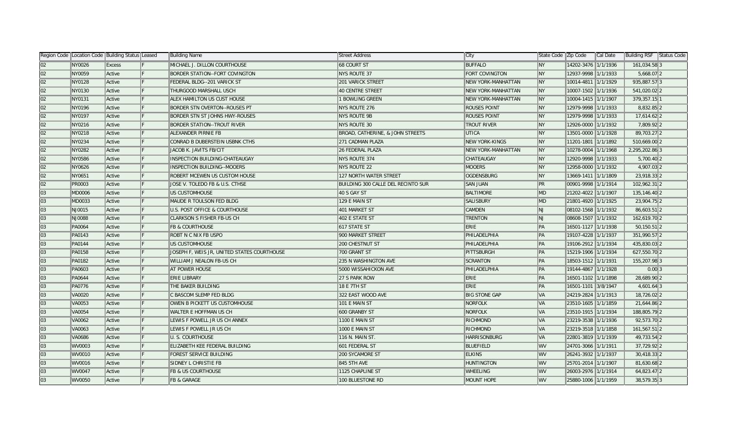| Region Code | Location Code | Building Status | Leased | Building Name | Street Address | City | State Code | Zip Code | Cal Date | Building RSF | Status Code |
|---|---|---|---|---|---|---|---|---|---|---|---|
| 02 | NY0026 | Excess | F | MICHAEL J. DILLON COURTHOUSE | 68 COURT ST | BUFFALO | NY | 14202-3476 | 1/1/1936 | 161,034.58 | 3 |
| 02 | NY0059 | Active | F | BORDER STATION--FORT COVINGTON | NYS ROUTE 37 | FORT COVINGTON | NY | 12937-9998 | 1/1/1933 | 5,668.07 | 2 |
| 02 | NY0128 | Active | F | FEDERAL BLDG--201 VARICK ST | 201 VARICK STREET | NEW YORK-MANHATTAN | NY | 10014-4811 | 1/1/1929 | 935,887.57 | 3 |
| 02 | NY0130 | Active | F | THURGOOD MARSHALL USCH | 40 CENTRE STREET | NEW YORK-MANHATTAN | NY | 10007-1502 | 1/1/1936 | 541,020.02 | 2 |
| 02 | NY0131 | Active | F | ALEX HAMILTON US CUST HOUSE | 1 BOWLING GREEN | NEW YORK-MANHATTAN | NY | 10004-1415 | 1/1/1907 | 379,357.15 | 1 |
| 02 | NY0196 | Active | F | BORDER STN OVERTON--ROUSES PT | NYS ROUTE 276 | ROUSES POINT | NY | 12979-9998 | 1/1/1933 | 8,832.85 | 2 |
| 02 | NY0197 | Active | F | BORDER STN ST JOHNS HWY-ROUSES | NYS ROUTE 9B | ROUSES POINT | NY | 12979-9998 | 1/1/1933 | 17,614.62 | 2 |
| 02 | NY0216 | Active | F | BORDER STATION--TROUT RIVER | NYS ROUTE 30 | TROUT RIVER | NY | 12926-0000 | 1/1/1932 | 7,809.92 | 2 |
| 02 | NY0218 | Active | F | ALEXANDER PIRNIE FB | BROAD, CATHERINE, & JOHN STREETS | UTICA | NY | 13501-0000 | 1/1/1928 | 89,703.27 | 2 |
| 02 | NY0234 | Active | F | CONRAD B DUBERSTEIN USBNK CTHS | 271 CADMAN PLAZA | NEW YORK-KINGS | NY | 11201-1801 | 1/1/1892 | 510,669.00 | 2 |
| 02 | NY0282 | Active | F | JACOB K. JAVITS FB/CIT | 26 FEDERAL PLAZA | NEW YORK-MANHATTAN | NY | 10278-0004 | 1/1/1968 | 2,295,202.86 | 3 |
| 02 | NY0586 | Active | F | INSPECTION BUILDING-CHATEAUGAY | NYS ROUTE 374 | CHATEAUGAY | NY | 12920-9998 | 1/1/1933 | 5,700.40 | 2 |
| 02 | NY0626 | Active | F | INSPECTION BUILDING--MOOERS | NYS ROUTE 22 | MOOERS | NY | 12958-0000 | 1/1/1932 | 4,907.03 | 2 |
| 02 | NY0651 | Active | F | ROBERT MCEWEN US CUSTOM HOUSE | 127 NORTH WATER STREET | OGDENSBURG | NY | 13669-1411 | 1/1/1809 | 23,918.33 | 2 |
| 02 | PR0003 | Active | F | JOSE V. TOLEDO FB & U.S. CTHSE | BUILDING 300 CALLE DEL RECINTO SUR | SAN JUAN | PR | 00901-9998 | 1/1/1914 | 102,962.31 | 2 |
| 03 | MD0006 | Active | F | US CUSTOMHOUSE | 40 S GAY ST | BALTIMORE | MD | 21202-4022 | 1/1/1907 | 135,146.40 | 2 |
| 03 | MD0033 | Active | F | MAUDE R TOULSON FED BLDG | 129 E MAIN ST | SALISBURY | MD | 21801-4920 | 1/1/1925 | 23,904.75 | 2 |
| 03 | NJ0015 | Active | F | U.S. POST OFFICE & COURTHOUSE | 401 MARKET ST | CAMDEN | NJ | 08102-1568 | 1/1/1932 | 86,603.51 | 2 |
| 03 | NJ0088 | Active | F | CLARKSON S FISHER FB-US CH | 402 E STATE ST | TRENTON | NJ | 08608-1507 | 1/1/1932 | 162,619.70 | 2 |
| 03 | PA0064 | Active | F | FB & COURTHOUSE | 617 STATE ST | ERIE | PA | 16501-1127 | 1/1/1938 | 50,150.51 | 2 |
| 03 | PA0143 | Active | F | ROBT N C NIX FB USPO | 900 MARKET STREET | PHILADELPHIA | PA | 19107-4228 | 1/1/1937 | 351,990.57 | 2 |
| 03 | PA0144 | Active | F | US CUSTOMHOUSE | 200 CHESTNUT ST | PHILADELPHIA | PA | 19106-2912 | 1/1/1934 | 435,830.03 | 2 |
| 03 | PA0158 | Active | F | JOSEPH F, WEIS JR, UNITED STATES COURTHOUSE | 700 GRANT ST | PITTSBURGH | PA | 15219-1906 | 1/1/1934 | 627,550.70 | 2 |
| 03 | PA0182 | Active | F | WILLIAM J NEALON FB-US CH | 235 N WASHINGTON AVE | SCRANTON | PA | 18503-1512 | 1/1/1931 | 155,207.98 | 3 |
| 03 | PA0603 | Active | F | AT POWER HOUSE | 5000 WISSAHICKON AVE | PHILADELPHIA | PA | 19144-4867 | 1/1/1928 | 0.00 | 3 |
| 03 | PA0644 | Active | F | ERIE LIBRARY | 27 S PARK ROW | ERIE | PA | 16501-1102 | 1/1/1898 | 28,689.90 | 2 |
| 03 | PA0776 | Active | F | THE BAKER BUILDING | 18 E 7TH ST | ERIE | PA | 16501-1101 | 3/8/1947 | 4,601.64 | 3 |
| 03 | VA0020 | Active | F | C BASCOM SLEMP FED BLDG | 322 EAST WOOD AVE | BIG STONE GAP | VA | 24219-2824 | 1/1/1913 | 18,726.02 | 2 |
| 03 | VA0053 | Active | F | OWEN B PICKETT US CUSTOMHOUSE | 101 E MAIN ST | NORFOLK | VA | 23510-1605 | 1/1/1859 | 21,644.86 | 2 |
| 03 | VA0054 | Active | F | WALTER E HOFFMAN US CH | 600 GRANBY ST | NORFOLK | VA | 23510-1915 | 1/1/1934 | 188,805.79 | 2 |
| 03 | VA0062 | Active | F | LEWIS F POWELL JR US CH ANNEX | 1100 E MAIN ST | RICHMOND | VA | 23219-3538 | 1/1/1936 | 92,573.70 | 2 |
| 03 | VA0063 | Active | F | LEWIS F POWELL JR US CH | 1000 E MAIN ST | RICHMOND | VA | 23219-3518 | 1/1/1858 | 161,567.51 | 2 |
| 03 | VA0686 | Active | F | U. S. COURTHOUSE | 116 N. MAIN ST. | HARRISONBURG | VA | 22801-3819 | 1/1/1939 | 49,733.54 | 2 |
| 03 | WV0003 | Active | F | ELIZABETH KEE FEDERAL BUILDING | 601 FEDERAL ST | BLUEFIELD | WV | 24701-3066 | 1/1/1911 | 37,729.92 | 2 |
| 03 | WV0010 | Active | F | FOREST SERVICE BUILDING | 200 SYCAMORE ST | ELKINS | WV | 26241-3932 | 1/1/1937 | 30,418.33 | 2 |
| 03 | WV0016 | Active | F | SIDNEY L CHRISTIE FB | 845 5TH AVE | HUNTINGTON | WV | 25701-2014 | 1/1/1907 | 81,630.68 | 2 |
| 03 | WV0047 | Active | F | FB & US COURTHOUSE | 1125 CHAPLINE ST | WHEELING | WV | 26003-2976 | 1/1/1914 | 64,823.47 | 2 |
| 03 | WV0050 | Active | F | FB & GARAGE | 100 BLUESTONE RD | MOUNT HOPE | WV | 25880-1006 | 1/1/1959 | 38,579.35 | 3 |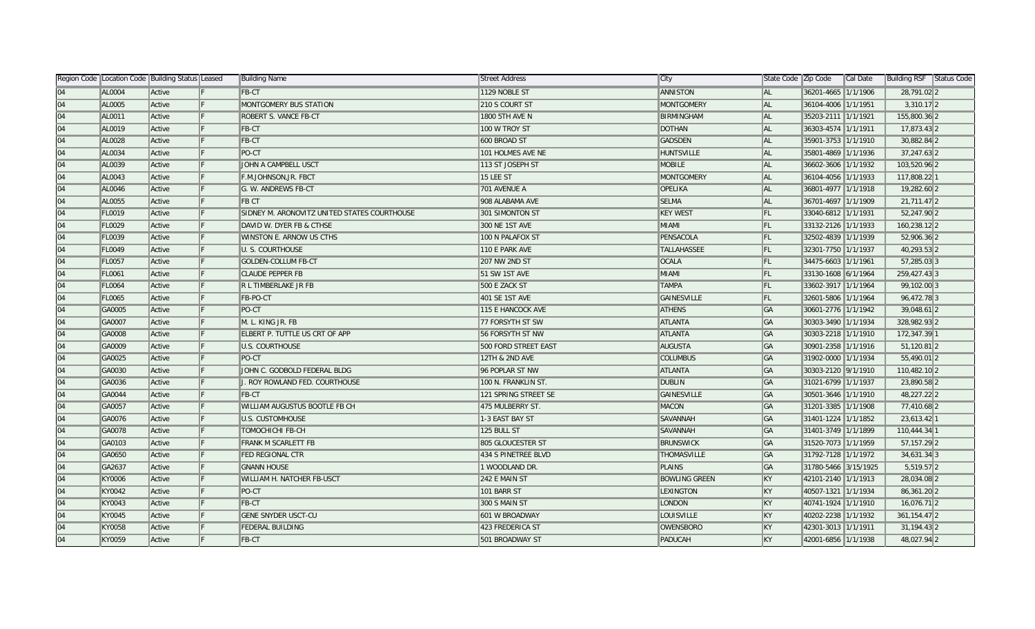| Region Code | Location Code | Building Status | Leased | Building Name | Street Address | City | State Code | Zip Code | Cal Date | Building RSF | Status Code |
|---|---|---|---|---|---|---|---|---|---|---|---|
| 04 | AL0004 | Active | F | FB-CT | 1129 NOBLE ST | ANNISTON | AL | 36201-4665 | 1/1/1906 | 28,791.02 | 2 |
| 04 | AL0005 | Active | F | MONTGOMERY BUS STATION | 210 S COURT ST | MONTGOMERY | AL | 36104-4006 | 1/1/1951 | 3,310.17 | 2 |
| 04 | AL0011 | Active | F | ROBERT S. VANCE FB-CT | 1800 5TH AVE N | BIRMINGHAM | AL | 35203-2111 | 1/1/1921 | 155,800.36 | 2 |
| 04 | AL0019 | Active | F | FB-CT | 100 W TROY ST | DOTHAN | AL | 36303-4574 | 1/1/1911 | 17,873.43 | 2 |
| 04 | AL0028 | Active | F | FB-CT | 600 BROAD ST | GADSDEN | AL | 35901-3753 | 1/1/1910 | 30,882.84 | 2 |
| 04 | AL0034 | Active | F | PO-CT | 101 HOLMES AVE NE | HUNTSVILLE | AL | 35801-4869 | 1/1/1936 | 37,247.63 | 2 |
| 04 | AL0039 | Active | F | JOHN A CAMPBELL USCT | 113 ST JOSEPH ST | MOBILE | AL | 36602-3606 | 1/1/1932 | 103,520.96 | 2 |
| 04 | AL0043 | Active | F | F.M.JOHNSON,JR. FBCT | 15 LEE ST | MONTGOMERY | AL | 36104-4056 | 1/1/1933 | 117,808.22 | 1 |
| 04 | AL0046 | Active | F | G. W. ANDREWS FB-CT | 701 AVENUE A | OPELIKA | AL | 36801-4977 | 1/1/1918 | 19,282.60 | 2 |
| 04 | AL0055 | Active | F | FB CT | 908 ALABAMA AVE | SELMA | AL | 36701-4697 | 1/1/1909 | 21,711.47 | 2 |
| 04 | FL0019 | Active | F | SIDNEY M. ARONOVITZ UNITED STATES COURTHOUSE | 301 SIMONTON ST | KEY WEST | FL | 33040-6812 | 1/1/1931 | 52,247.90 | 2 |
| 04 | FL0029 | Active | F | DAVID W. DYER FB & CTHSE | 300 NE 1ST AVE | MIAMI | FL | 33132-2126 | 1/1/1933 | 160,238.12 | 2 |
| 04 | FL0039 | Active | F | WINSTON E. ARNOW US CTHS | 100 N PALAFOX ST | PENSACOLA | FL | 32502-4839 | 1/1/1939 | 52,906.36 | 2 |
| 04 | FL0049 | Active | F | U. S. COURTHOUSE | 110 E PARK AVE | TALLAHASSEE | FL | 32301-7750 | 1/1/1937 | 40,293.53 | 2 |
| 04 | FL0057 | Active | F | GOLDEN-COLLUM FB-CT | 207 NW 2ND ST | OCALA | FL | 34475-6603 | 1/1/1961 | 57,285.03 | 3 |
| 04 | FL0061 | Active | F | CLAUDE PEPPER FB | 51 SW 1ST AVE | MIAMI | FL | 33130-1608 | 6/1/1964 | 259,427.43 | 3 |
| 04 | FL0064 | Active | F | R L TIMBERLAKE JR FB | 500 E ZACK ST | TAMPA | FL | 33602-3917 | 1/1/1964 | 99,102.00 | 3 |
| 04 | FL0065 | Active | F | FB-PO-CT | 401 SE 1ST AVE | GAINESVILLE | FL | 32601-5806 | 1/1/1964 | 96,472.78 | 3 |
| 04 | GA0005 | Active | F | PO-CT | 115 E HANCOCK AVE | ATHENS | GA | 30601-2776 | 1/1/1942 | 39,048.61 | 2 |
| 04 | GA0007 | Active | F | M. L. KING JR. FB | 77 FORSYTH ST SW | ATLANTA | GA | 30303-3490 | 1/1/1934 | 328,982.93 | 2 |
| 04 | GA0008 | Active | F | ELBERT P. TUTTLE US CRT OF APP | 56 FORSYTH ST NW | ATLANTA | GA | 30303-2218 | 1/1/1910 | 172,347.39 | 1 |
| 04 | GA0009 | Active | F | U.S. COURTHOUSE | 500 FORD STREET EAST | AUGUSTA | GA | 30901-2358 | 1/1/1916 | 51,120.81 | 2 |
| 04 | GA0025 | Active | F | PO-CT | 12TH & 2ND AVE | COLUMBUS | GA | 31902-0000 | 1/1/1934 | 55,490.01 | 2 |
| 04 | GA0030 | Active | F | JOHN C. GODBOLD FEDERAL BLDG | 96 POPLAR ST NW | ATLANTA | GA | 30303-2120 | 9/1/1910 | 110,482.10 | 2 |
| 04 | GA0036 | Active | F | J. ROY ROWLAND FED. COURTHOUSE | 100 N. FRANKLIN ST. | DUBLIN | GA | 31021-6799 | 1/1/1937 | 23,890.58 | 2 |
| 04 | GA0044 | Active | F | FB-CT | 121 SPRING STREET SE | GAINESVILLE | GA | 30501-3646 | 1/1/1910 | 48,227.22 | 2 |
| 04 | GA0057 | Active | F | WILLIAM AUGUSTUS BOOTLE FB CH | 475 MULBERRY ST. | MACON | GA | 31201-3385 | 1/1/1908 | 77,410.68 | 2 |
| 04 | GA0076 | Active | F | U.S. CUSTOMHOUSE | 1-3 EAST BAY ST | SAVANNAH | GA | 31401-1224 | 1/1/1852 | 23,613.42 | 1 |
| 04 | GA0078 | Active | F | TOMOCHICHI FB-CH | 125 BULL ST | SAVANNAH | GA | 31401-3749 | 1/1/1899 | 110,444.34 | 1 |
| 04 | GA0103 | Active | F | FRANK M SCARLETT FB | 805 GLOUCESTER ST | BRUNSWICK | GA | 31520-7073 | 1/1/1959 | 57,157.29 | 2 |
| 04 | GA0650 | Active | F | FED REGIONAL CTR | 434 S PINETREE BLVD | THOMASVILLE | GA | 31792-7128 | 1/1/1972 | 34,631.34 | 3 |
| 04 | GA2637 | Active | F | GNANN HOUSE | 1 WOODLAND DR. | PLAINS | GA | 31780-5466 | 3/15/1925 | 5,519.57 | 2 |
| 04 | KY0006 | Active | F | WILLIAM H. NATCHER FB-USCT | 242 E MAIN ST | BOWLING GREEN | KY | 42101-2140 | 1/1/1913 | 28,034.08 | 2 |
| 04 | KY0042 | Active | F | PO-CT | 101 BARR ST | LEXINGTON | KY | 40507-1321 | 1/1/1934 | 86,361.20 | 2 |
| 04 | KY0043 | Active | F | FB-CT | 300 S MAIN ST | LONDON | KY | 40741-1924 | 1/1/1910 | 16,076.71 | 2 |
| 04 | KY0045 | Active | F | GENE SNYDER USCT-CU | 601 W BROADWAY | LOUISVILLE | KY | 40202-2238 | 1/1/1932 | 361,154.47 | 2 |
| 04 | KY0058 | Active | F | FEDERAL BUILDING | 423 FREDERICA ST | OWENSBORO | KY | 42301-3013 | 1/1/1911 | 31,194.43 | 2 |
| 04 | KY0059 | Active | F | FB-CT | 501 BROADWAY ST | PADUCAH | KY | 42001-6856 | 1/1/1938 | 48,027.94 | 2 |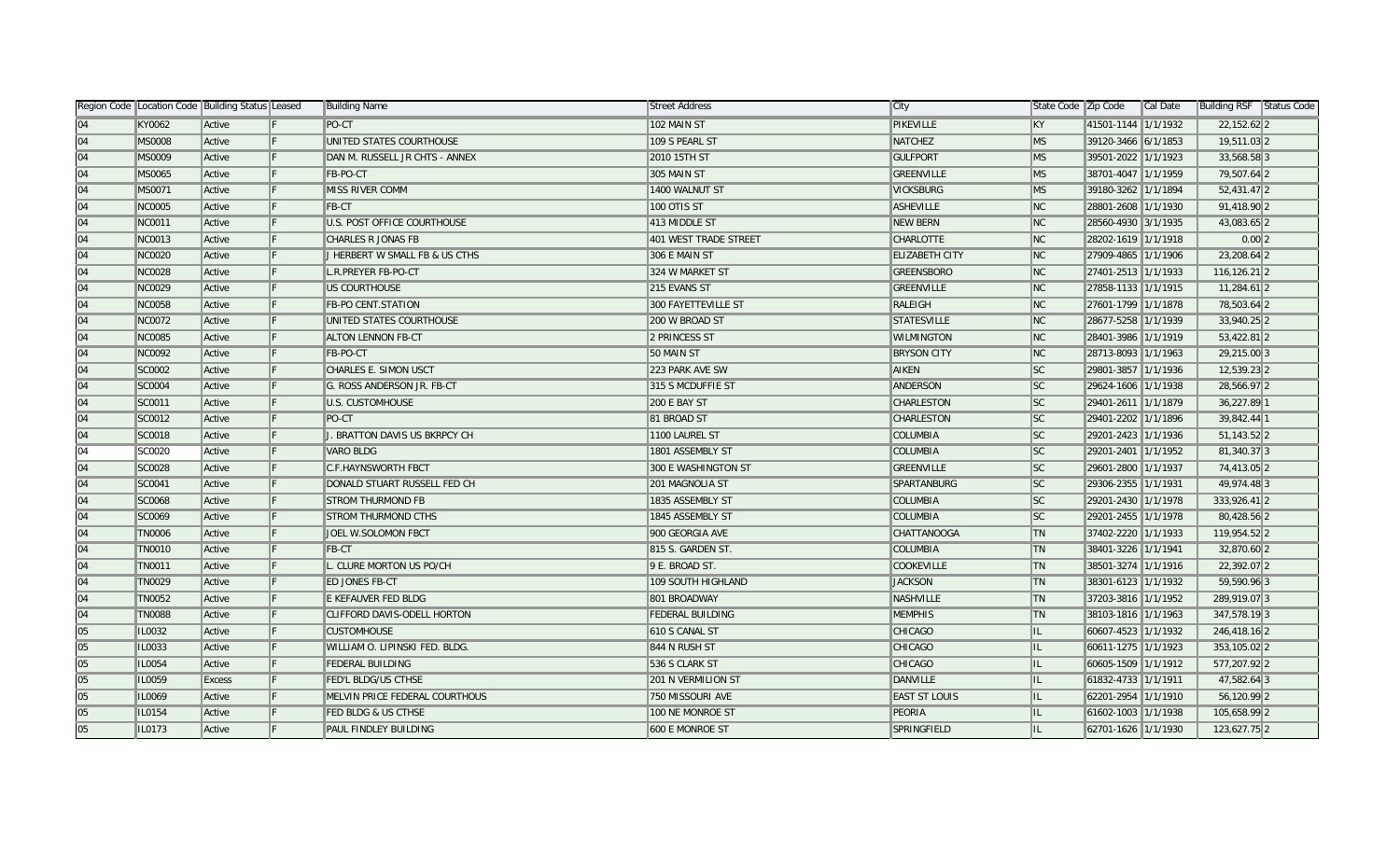| Region Code | Location Code | Building Status | Leased | Building Name | Street Address | City | State Code | Zip Code | Cal Date | Building RSF | Status Code |
|---|---|---|---|---|---|---|---|---|---|---|---|
| 04 | KY0062 | Active | F | PO-CT | 102 MAIN ST | PIKEVILLE | KY | 41501-1144 | 1/1/1932 | 22,152.62 | 2 |
| 04 | MS0008 | Active | F | UNITED STATES COURTHOUSE | 109 S PEARL ST | NATCHEZ | MS | 39120-3466 | 6/1/1853 | 19,511.03 | 2 |
| 04 | MS0009 | Active | F | DAN M. RUSSELL JR CHTS - ANNEX | 2010 15TH ST | GULFPORT | MS | 39501-2022 | 1/1/1923 | 33,568.58 | 3 |
| 04 | MS0065 | Active | F | FB-PO-CT | 305 MAIN ST | GREENVILLE | MS | 38701-4047 | 1/1/1959 | 79,507.64 | 2 |
| 04 | MS0071 | Active | F | MISS RIVER COMM | 1400 WALNUT ST | VICKSBURG | MS | 39180-3262 | 1/1/1894 | 52,431.47 | 2 |
| 04 | NC0005 | Active | F | FB-CT | 100 OTIS ST | ASHEVILLE | NC | 28801-2608 | 1/1/1930 | 91,418.90 | 2 |
| 04 | NC0011 | Active | F | U.S. POST OFFICE COURTHOUSE | 413 MIDDLE ST | NEW BERN | NC | 28560-4930 | 3/1/1935 | 43,083.65 | 2 |
| 04 | NC0013 | Active | F | CHARLES R JONAS FB | 401 WEST TRADE STREET | CHARLOTTE | NC | 28202-1619 | 1/1/1918 | 0.00 | 2 |
| 04 | NC0020 | Active | F | J HERBERT W SMALL FB & US CTHS | 306 E MAIN ST | ELIZABETH CITY | NC | 27909-4865 | 1/1/1906 | 23,208.64 | 2 |
| 04 | NC0028 | Active | F | L.R.PREYER FB-PO-CT | 324 W MARKET ST | GREENSBORO | NC | 27401-2513 | 1/1/1933 | 116,126.21 | 2 |
| 04 | NC0029 | Active | F | US COURTHOUSE | 215 EVANS ST | GREENVILLE | NC | 27858-1133 | 1/1/1915 | 11,284.61 | 2 |
| 04 | NC0058 | Active | F | FB-PO CENT.STATION | 300 FAYETTEVILLE ST | RALEIGH | NC | 27601-1799 | 1/1/1878 | 78,503.64 | 2 |
| 04 | NC0072 | Active | F | UNITED STATES COURTHOUSE | 200 W BROAD ST | STATESVILLE | NC | 28677-5258 | 1/1/1939 | 33,940.25 | 2 |
| 04 | NC0085 | Active | F | ALTON LENNON FB-CT | 2 PRINCESS ST | WILMINGTON | NC | 28401-3986 | 1/1/1919 | 53,422.81 | 2 |
| 04 | NC0092 | Active | F | FB-PO-CT | 50 MAIN ST | BRYSON CITY | NC | 28713-8093 | 1/1/1963 | 29,215.00 | 3 |
| 04 | SC0002 | Active | F | CHARLES E. SIMON USCT | 223 PARK AVE SW | AIKEN | SC | 29801-3857 | 1/1/1936 | 12,539.23 | 2 |
| 04 | SC0004 | Active | F | G. ROSS ANDERSON JR. FB-CT | 315 S MCDUFFIE ST | ANDERSON | SC | 29624-1606 | 1/1/1938 | 28,566.97 | 2 |
| 04 | SC0011 | Active | F | U.S. CUSTOMHOUSE | 200 E BAY ST | CHARLESTON | SC | 29401-2611 | 1/1/1879 | 36,227.89 | 1 |
| 04 | SC0012 | Active | F | PO-CT | 81 BROAD ST | CHARLESTON | SC | 29401-2202 | 1/1/1896 | 39,842.44 | 1 |
| 04 | SC0018 | Active | F | J. BRATTON DAVIS US BKRPCY CH | 1100 LAUREL ST | COLUMBIA | SC | 29201-2423 | 1/1/1936 | 51,143.52 | 2 |
| 04 | SC0020 | Active | F | VARO BLDG | 1801 ASSEMBLY ST | COLUMBIA | SC | 29201-2401 | 1/1/1952 | 81,340.37 | 3 |
| 04 | SC0028 | Active | F | C.F.HAYNSWORTH FBCT | 300 E WASHINGTON ST | GREENVILLE | SC | 29601-2800 | 1/1/1937 | 74,413.05 | 2 |
| 04 | SC0041 | Active | F | DONALD STUART RUSSELL FED CH | 201 MAGNOLIA ST | SPARTANBURG | SC | 29306-2355 | 1/1/1931 | 49,974.48 | 3 |
| 04 | SC0068 | Active | F | STROM THURMOND FB | 1835 ASSEMBLY ST | COLUMBIA | SC | 29201-2430 | 1/1/1978 | 333,926.41 | 2 |
| 04 | SC0069 | Active | F | STROM THURMOND CTHS | 1845 ASSEMBLY ST | COLUMBIA | SC | 29201-2455 | 1/1/1978 | 80,428.56 | 2 |
| 04 | TN0006 | Active | F | JOEL W.SOLOMON FBCT | 900 GEORGIA AVE | CHATTANOOGA | TN | 37402-2220 | 1/1/1933 | 119,954.52 | 2 |
| 04 | TN0010 | Active | F | FB-CT | 815 S. GARDEN ST. | COLUMBIA | TN | 38401-3226 | 1/1/1941 | 32,870.60 | 2 |
| 04 | TN0011 | Active | F | L. CLURE MORTON US PO/CH | 9 E. BROAD ST. | COOKEVILLE | TN | 38501-3274 | 1/1/1916 | 22,392.07 | 2 |
| 04 | TN0029 | Active | F | ED JONES FB-CT | 109 SOUTH HIGHLAND | JACKSON | TN | 38301-6123 | 1/1/1932 | 59,590.96 | 3 |
| 04 | TN0052 | Active | F | E KEFAUVER FED BLDG | 801 BROADWAY | NASHVILLE | TN | 37203-3816 | 1/1/1952 | 289,919.07 | 3 |
| 04 | TN0088 | Active | F | CLIFFORD DAVIS-ODELL HORTON | FEDERAL BUILDING | MEMPHIS | TN | 38103-1816 | 1/1/1963 | 347,578.19 | 3 |
| 05 | IL0032 | Active | F | CUSTOMHOUSE | 610 S CANAL ST | CHICAGO | IL | 60607-4523 | 1/1/1932 | 246,418.16 | 2 |
| 05 | IL0033 | Active | F | WILLIAM O. LIPINSKI FED. BLDG. | 844 N RUSH ST | CHICAGO | IL | 60611-1275 | 1/1/1923 | 353,105.02 | 2 |
| 05 | IL0054 | Active | F | FEDERAL BUILDING | 536 S CLARK ST | CHICAGO | IL | 60605-1509 | 1/1/1912 | 577,207.92 | 2 |
| 05 | IL0059 | Excess | F | FED'L BLDG/US CTHSE | 201 N VERMILION ST | DANVILLE | IL | 61832-4733 | 1/1/1911 | 47,582.64 | 3 |
| 05 | IL0069 | Active | F | MELVIN PRICE FEDERAL COURTHOUS | 750 MISSOURI AVE | EAST ST LOUIS | IL | 62201-2954 | 1/1/1910 | 56,120.99 | 2 |
| 05 | IL0154 | Active | F | FED BLDG & US CTHSE | 100 NE MONROE ST | PEORIA | IL | 61602-1003 | 1/1/1938 | 105,658.99 | 2 |
| 05 | IL0173 | Active | F | PAUL FINDLEY BUILDING | 600 E MONROE ST | SPRINGFIELD | IL | 62701-1626 | 1/1/1930 | 123,627.75 | 2 |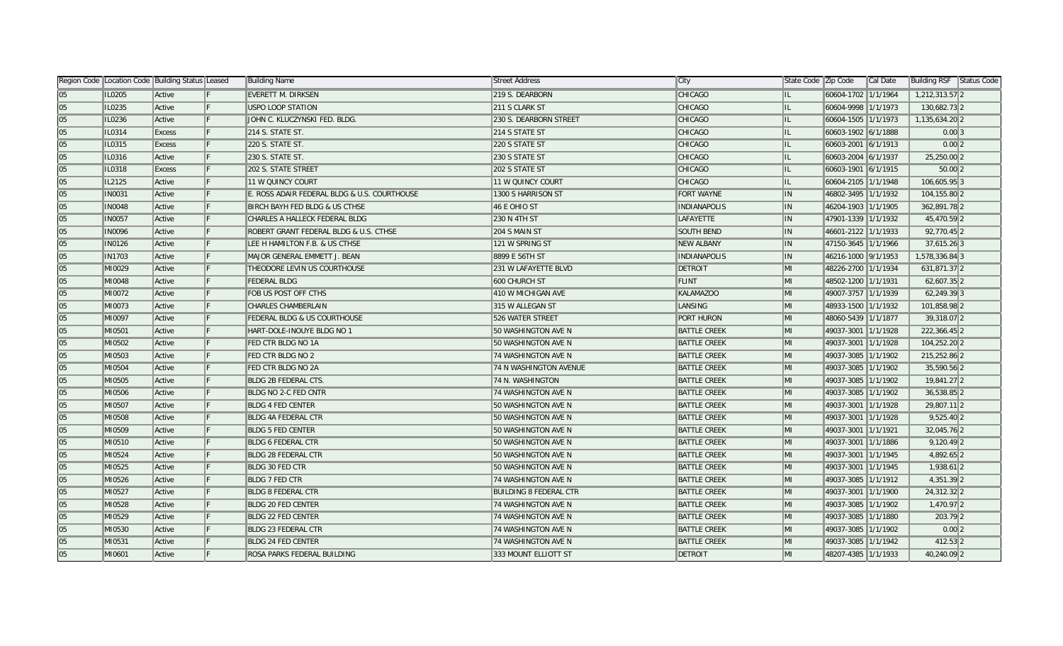| Region Code | Location Code | Building Status | Leased | Building Name | Street Address | City | State Code | Zip Code | Cal Date | Building RSF | Status Code |
|---|---|---|---|---|---|---|---|---|---|---|---|
| 05 | IL0205 | Active | F | EVERETT M. DIRKSEN | 219 S. DEARBORN | CHICAGO | IL | 60604-1702 | 1/1/1964 | 1,212,313.57 | 2 |
| 05 | IL0235 | Active | F | USPO LOOP STATION | 211 S CLARK ST | CHICAGO | IL | 60604-9998 | 1/1/1973 | 130,682.73 | 2 |
| 05 | IL0236 | Active | F | JOHN C. KLUCZYNSKI FED. BLDG. | 230 S. DEARBORN STREET | CHICAGO | IL | 60604-1505 | 1/1/1973 | 1,135,634.20 | 2 |
| 05 | IL0314 | Excess | F | 214 S. STATE ST. | 214 S STATE ST | CHICAGO | IL | 60603-1902 | 6/1/1888 | 0.00 | 3 |
| 05 | IL0315 | Excess | F | 220 S. STATE ST. | 220 S STATE ST | CHICAGO | IL | 60603-2001 | 6/1/1913 | 0.00 | 2 |
| 05 | IL0316 | Active | F | 230 S. STATE ST. | 230 S STATE ST | CHICAGO | IL | 60603-2004 | 6/1/1937 | 25,250.00 | 2 |
| 05 | IL0318 | Excess | F | 202 S. STATE STREET | 202 S STATE ST | CHICAGO | IL | 60603-1901 | 6/1/1915 | 50.00 | 2 |
| 05 | IL2125 | Active | F | 11 W QUINCY COURT | 11 W QUINCY COURT | CHICAGO | IL | 60604-2105 | 1/1/1948 | 106,605.95 | 3 |
| 05 | IN0031 | Active | F | E. ROSS ADAIR FEDERAL BLDG & U.S. COURTHOUSE | 1300 S HARRISON ST | FORT WAYNE | IN | 46802-3495 | 1/1/1932 | 104,155.80 | 2 |
| 05 | IN0048 | Active | F | BIRCH BAYH FED BLDG & US CTHSE | 46 E OHIO ST | INDIANAPOLIS | IN | 46204-1903 | 1/1/1905 | 362,891.78 | 2 |
| 05 | IN0057 | Active | F | CHARLES A HALLECK FEDERAL BLDG | 230 N 4TH ST | LAFAYETTE | IN | 47901-1339 | 1/1/1932 | 45,470.59 | 2 |
| 05 | IN0096 | Active | F | ROBERT GRANT FEDERAL BLDG & U.S. CTHSE | 204 S MAIN ST | SOUTH BEND | IN | 46601-2122 | 1/1/1933 | 92,770.45 | 2 |
| 05 | IN0126 | Active | F | LEE H HAMILTON F.B. & US CTHSE | 121 W SPRING ST | NEW ALBANY | IN | 47150-3645 | 1/1/1966 | 37,615.26 | 3 |
| 05 | IN1703 | Active | F | MAJOR GENERAL EMMETT J. BEAN | 8899 E 56TH ST | INDIANAPOLIS | IN | 46216-1000 | 9/1/1953 | 1,578,336.84 | 3 |
| 05 | MI0029 | Active | F | THEODORE LEVIN US COURTHOUSE | 231 W LAFAYETTE BLVD | DETROIT | MI | 48226-2700 | 1/1/1934 | 631,871.37 | 2 |
| 05 | MI0048 | Active | F | FEDERAL BLDG | 600 CHURCH ST | FLINT | MI | 48502-1200 | 1/1/1931 | 62,607.35 | 2 |
| 05 | MI0072 | Active | F | FOB US POST OFF CTHS | 410 W MICHIGAN AVE | KALAMAZOO | MI | 49007-3757 | 1/1/1939 | 62,249.39 | 3 |
| 05 | MI0073 | Active | F | CHARLES CHAMBERLAIN | 315 W ALLEGAN ST | LANSING | MI | 48933-1500 | 1/1/1932 | 101,858.98 | 2 |
| 05 | MI0097 | Active | F | FEDERAL BLDG & US COURTHOUSE | 526 WATER STREET | PORT HURON | MI | 48060-5439 | 1/1/1877 | 39,318.07 | 2 |
| 05 | MI0501 | Active | F | HART-DOLE-INOUYE BLDG NO 1 | 50 WASHINGTON AVE N | BATTLE CREEK | MI | 49037-3001 | 1/1/1928 | 222,366.45 | 2 |
| 05 | MI0502 | Active | F | FED CTR BLDG NO 1A | 50 WASHINGTON AVE N | BATTLE CREEK | MI | 49037-3001 | 1/1/1928 | 104,252.20 | 2 |
| 05 | MI0503 | Active | F | FED CTR BLDG NO 2 | 74 WASHINGTON AVE N | BATTLE CREEK | MI | 49037-3085 | 1/1/1902 | 215,252.86 | 2 |
| 05 | MI0504 | Active | F | FED CTR BLDG NO 2A | 74 N WASHINGTON AVENUE | BATTLE CREEK | MI | 49037-3085 | 1/1/1902 | 35,590.56 | 2 |
| 05 | MI0505 | Active | F | BLDG 2B FEDERAL CTS. | 74 N. WASHINGTON | BATTLE CREEK | MI | 49037-3085 | 1/1/1902 | 19,841.27 | 2 |
| 05 | MI0506 | Active | F | BLDG NO 2-C FED CNTR | 74 WASHINGTON AVE N | BATTLE CREEK | MI | 49037-3085 | 1/1/1902 | 36,538.85 | 2 |
| 05 | MI0507 | Active | F | BLDG 4 FED CENTER | 50 WASHINGTON AVE N | BATTLE CREEK | MI | 49037-3001 | 1/1/1928 | 29,807.11 | 2 |
| 05 | MI0508 | Active | F | BLDG 4A FEDERAL CTR | 50 WASHINGTON AVE N | BATTLE CREEK | MI | 49037-3001 | 1/1/1928 | 9,525.40 | 2 |
| 05 | MI0509 | Active | F | BLDG 5 FED CENTER | 50 WASHINGTON AVE N | BATTLE CREEK | MI | 49037-3001 | 1/1/1921 | 32,045.76 | 2 |
| 05 | MI0510 | Active | F | BLDG 6 FEDERAL CTR | 50 WASHINGTON AVE N | BATTLE CREEK | MI | 49037-3001 | 1/1/1886 | 9,120.49 | 2 |
| 05 | MI0524 | Active | F | BLDG 28 FEDERAL CTR | 50 WASHINGTON AVE N | BATTLE CREEK | MI | 49037-3001 | 1/1/1945 | 4,892.65 | 2 |
| 05 | MI0525 | Active | F | BLDG 30 FED CTR | 50 WASHINGTON AVE N | BATTLE CREEK | MI | 49037-3001 | 1/1/1945 | 1,938.61 | 2 |
| 05 | MI0526 | Active | F | BLDG 7 FED CTR | 74 WASHINGTON AVE N | BATTLE CREEK | MI | 49037-3085 | 1/1/1912 | 4,351.39 | 2 |
| 05 | MI0527 | Active | F | BLDG 8 FEDERAL CTR | BUILDING 8 FEDERAL CTR | BATTLE CREEK | MI | 49037-3001 | 1/1/1900 | 24,312.32 | 2 |
| 05 | MI0528 | Active | F | BLDG 20 FED CENTER | 74 WASHINGTON AVE N | BATTLE CREEK | MI | 49037-3085 | 1/1/1902 | 1,470.97 | 2 |
| 05 | MI0529 | Active | F | BLDG 22 FED CENTER | 74 WASHINGTON AVE N | BATTLE CREEK | MI | 49037-3085 | 1/1/1880 | 203.79 | 2 |
| 05 | MI0530 | Active | F | BLDG 23 FEDERAL CTR | 74 WASHINGTON AVE N | BATTLE CREEK | MI | 49037-3085 | 1/1/1902 | 0.00 | 2 |
| 05 | MI0531 | Active | F | BLDG 24 FED CENTER | 74 WASHINGTON AVE N | BATTLE CREEK | MI | 49037-3085 | 1/1/1942 | 412.53 | 2 |
| 05 | MI0601 | Active | F | ROSA PARKS FEDERAL BUILDING | 333 MOUNT ELLIOTT ST | DETROIT | MI | 48207-4385 | 1/1/1933 | 40,240.09 | 2 |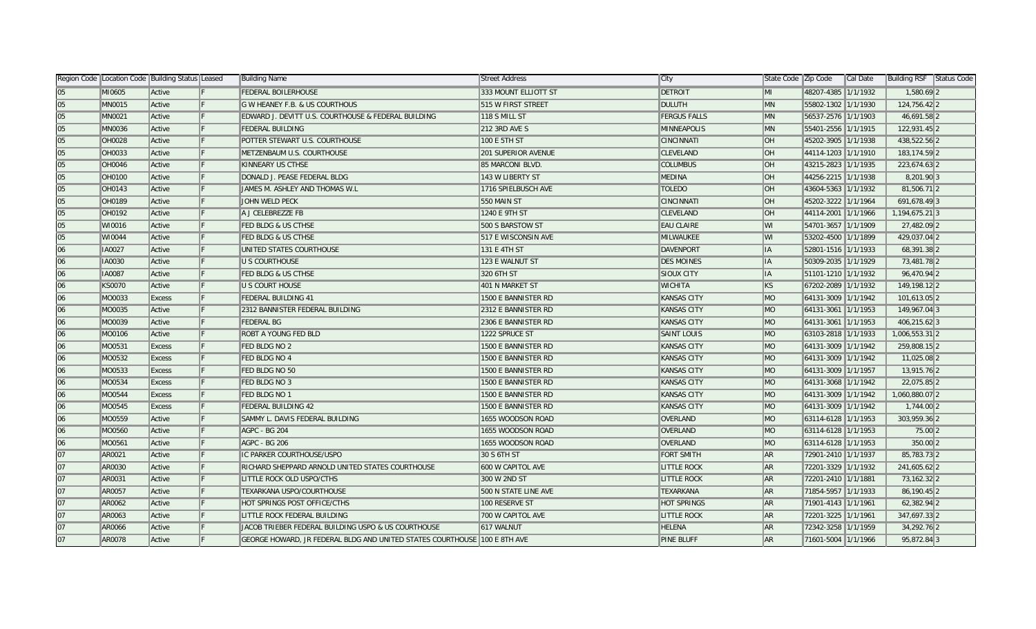| Region Code | Location Code | Building Status | Leased | Building Name | Street Address | City | State Code | Zip Code | Cal Date | Building RSF | Status Code |
|---|---|---|---|---|---|---|---|---|---|---|---|
| 05 | MI0605 | Active | F | FEDERAL BOILERHOUSE | 333 MOUNT ELLIOTT ST | DETROIT | MI | 48207-4385 | 1/1/1932 | 1,580.69 | 2 |
| 05 | MN0015 | Active | F | G W HEANEY F.B. & US COURTHOUS | 515 W FIRST STREET | DULUTH | MN | 55802-1302 | 1/1/1930 | 124,756.42 | 2 |
| 05 | MN0021 | Active | F | EDWARD J. DEVITT U.S. COURTHOUSE & FEDERAL BUILDING | 118 S MILL ST | FERGUS FALLS | MN | 56537-2576 | 1/1/1903 | 46,691.58 | 2 |
| 05 | MN0036 | Active | F | FEDERAL BUILDING | 212 3RD AVE S | MINNEAPOLIS | MN | 55401-2556 | 1/1/1915 | 122,931.45 | 2 |
| 05 | OH0028 | Active | F | POTTER STEWART U.S. COURTHOUSE | 100 E 5TH ST | CINCINNATI | OH | 45202-3905 | 1/1/1938 | 438,522.56 | 2 |
| 05 | OH0033 | Active | F | METZENBAUM U.S. COURTHOUSE | 201 SUPERIOR AVENUE | CLEVELAND | OH | 44114-1203 | 1/1/1910 | 183,174.59 | 2 |
| 05 | OH0046 | Active | F | KINNEARY US CTHSE | 85 MARCONI BLVD. | COLUMBUS | OH | 43215-2823 | 1/1/1935 | 223,674.63 | 2 |
| 05 | OH0100 | Active | F | DONALD J. PEASE FEDERAL BLDG | 143 W LIBERTY ST | MEDINA | OH | 44256-2215 | 1/1/1938 | 8,201.90 | 3 |
| 05 | OH0143 | Active | F | JAMES M. ASHLEY AND THOMAS W.L | 1716 SPIELBUSCH AVE | TOLEDO | OH | 43604-5363 | 1/1/1932 | 81,506.71 | 2 |
| 05 | OH0189 | Active | F | JOHN WELD PECK | 550 MAIN ST | CINCINNATI | OH | 45202-3222 | 1/1/1964 | 691,678.49 | 3 |
| 05 | OH0192 | Active | F | A J CELEBREZZE FB | 1240 E 9TH ST | CLEVELAND | OH | 44114-2001 | 1/1/1966 | 1,194,675.21 | 3 |
| 05 | WI0016 | Active | F | FED BLDG & US CTHSE | 500 S BARSTOW ST | EAU CLAIRE | WI | 54701-3657 | 1/1/1909 | 27,482.09 | 2 |
| 05 | WI0044 | Active | F | FED BLDG & US CTHSE | 517 E WISCONSIN AVE | MILWAUKEE | WI | 53202-4500 | 1/1/1899 | 429,037.04 | 2 |
| 06 | IA0027 | Active | F | UNITED STATES COURTHOUSE | 131 E 4TH ST | DAVENPORT | IA | 52801-1516 | 1/1/1933 | 68,391.38 | 2 |
| 06 | IA0030 | Active | F | U S COURTHOUSE | 123 E WALNUT ST | DES MOINES | IA | 50309-2035 | 1/1/1929 | 73,481.78 | 2 |
| 06 | IA0087 | Active | F | FED BLDG & US CTHSE | 320 6TH ST | SIOUX CITY | IA | 51101-1210 | 1/1/1932 | 96,470.94 | 2 |
| 06 | KS0070 | Active | F | U S COURT HOUSE | 401 N MARKET ST | WICHITA | KS | 67202-2089 | 1/1/1932 | 149,198.12 | 2 |
| 06 | MO0033 | Excess | F | FEDERAL BUILDING 41 | 1500 E BANNISTER RD | KANSAS CITY | MO | 64131-3009 | 1/1/1942 | 101,613.05 | 2 |
| 06 | MO0035 | Active | F | 2312 BANNISTER FEDERAL BUILDING | 2312 E BANNISTER RD | KANSAS CITY | MO | 64131-3061 | 1/1/1953 | 149,967.04 | 3 |
| 06 | MO0039 | Active | F | FEDERAL BG | 2306 E BANNISTER RD | KANSAS CITY | MO | 64131-3061 | 1/1/1953 | 406,215.62 | 3 |
| 06 | MO0106 | Active | F | ROBT A YOUNG FED BLD | 1222 SPRUCE ST | SAINT LOUIS | MO | 63103-2818 | 1/1/1933 | 1,006,553.31 | 2 |
| 06 | MO0531 | Excess | F | FED BLDG NO 2 | 1500 E BANNISTER RD | KANSAS CITY | MO | 64131-3009 | 1/1/1942 | 259,808.15 | 2 |
| 06 | MO0532 | Excess | F | FED BLDG NO 4 | 1500 E BANNISTER RD | KANSAS CITY | MO | 64131-3009 | 1/1/1942 | 11,025.08 | 2 |
| 06 | MO0533 | Excess | F | FED BLDG NO 50 | 1500 E BANNISTER RD | KANSAS CITY | MO | 64131-3009 | 1/1/1957 | 13,915.76 | 2 |
| 06 | MO0534 | Excess | F | FED BLDG NO 3 | 1500 E BANNISTER RD | KANSAS CITY | MO | 64131-3068 | 1/1/1942 | 22,075.85 | 2 |
| 06 | MO0544 | Excess | F | FED BLDG NO 1 | 1500 E BANNISTER RD | KANSAS CITY | MO | 64131-3009 | 1/1/1942 | 1,060,880.07 | 2 |
| 06 | MO0545 | Excess | F | FEDERAL BUILDING 42 | 1500 E BANNISTER RD | KANSAS CITY | MO | 64131-3009 | 1/1/1942 | 1,744.00 | 2 |
| 06 | MO0559 | Active | F | SAMMY L. DAVIS FEDERAL BUILDING | 1655 WOODSON ROAD | OVERLAND | MO | 63114-6128 | 1/1/1953 | 303,959.36 | 2 |
| 06 | MO0560 | Active | F | AGPC - BG 204 | 1655 WOODSON ROAD | OVERLAND | MO | 63114-6128 | 1/1/1953 | 75.00 | 2 |
| 06 | MO0561 | Active | F | AGPC - BG 206 | 1655 WOODSON ROAD | OVERLAND | MO | 63114-6128 | 1/1/1953 | 350.00 | 2 |
| 07 | AR0021 | Active | F | IC PARKER COURTHOUSE/USPO | 30 S 6TH ST | FORT SMITH | AR | 72901-2410 | 1/1/1937 | 85,783.73 | 2 |
| 07 | AR0030 | Active | F | RICHARD SHEPPARD ARNOLD UNITED STATES COURTHOUSE | 600 W CAPITOL AVE | LITTLE ROCK | AR | 72201-3329 | 1/1/1932 | 241,605.62 | 2 |
| 07 | AR0031 | Active | F | LITTLE ROCK OLD USPO/CTHS | 300 W 2ND ST | LITTLE ROCK | AR | 72201-2410 | 1/1/1881 | 73,162.32 | 2 |
| 07 | AR0057 | Active | F | TEXARKANA USPO/COURTHOUSE | 500 N STATE LINE AVE | TEXARKANA | AR | 71854-5957 | 1/1/1933 | 86,190.45 | 2 |
| 07 | AR0062 | Active | F | HOT SPRINGS POST OFFICE/CTHS | 100 RESERVE ST | HOT SPRINGS | AR | 71901-4143 | 1/1/1961 | 62,382.94 | 2 |
| 07 | AR0063 | Active | F | LITTLE ROCK FEDERAL BUILDING | 700 W CAPITOL AVE | LITTLE ROCK | AR | 72201-3225 | 1/1/1961 | 347,697.33 | 2 |
| 07 | AR0066 | Active | F | JACOB TRIEBER FEDERAL BUILDING USPO & US COURTHOUSE | 617 WALNUT | HELENA | AR | 72342-3258 | 1/1/1959 | 34,292.76 | 2 |
| 07 | AR0078 | Active | F | GEORGE HOWARD, JR FEDERAL BLDG AND UNITED STATES COURTHOUSE | 100 E 8TH AVE | PINE BLUFF | AR | 71601-5004 | 1/1/1966 | 95,872.84 | 3 |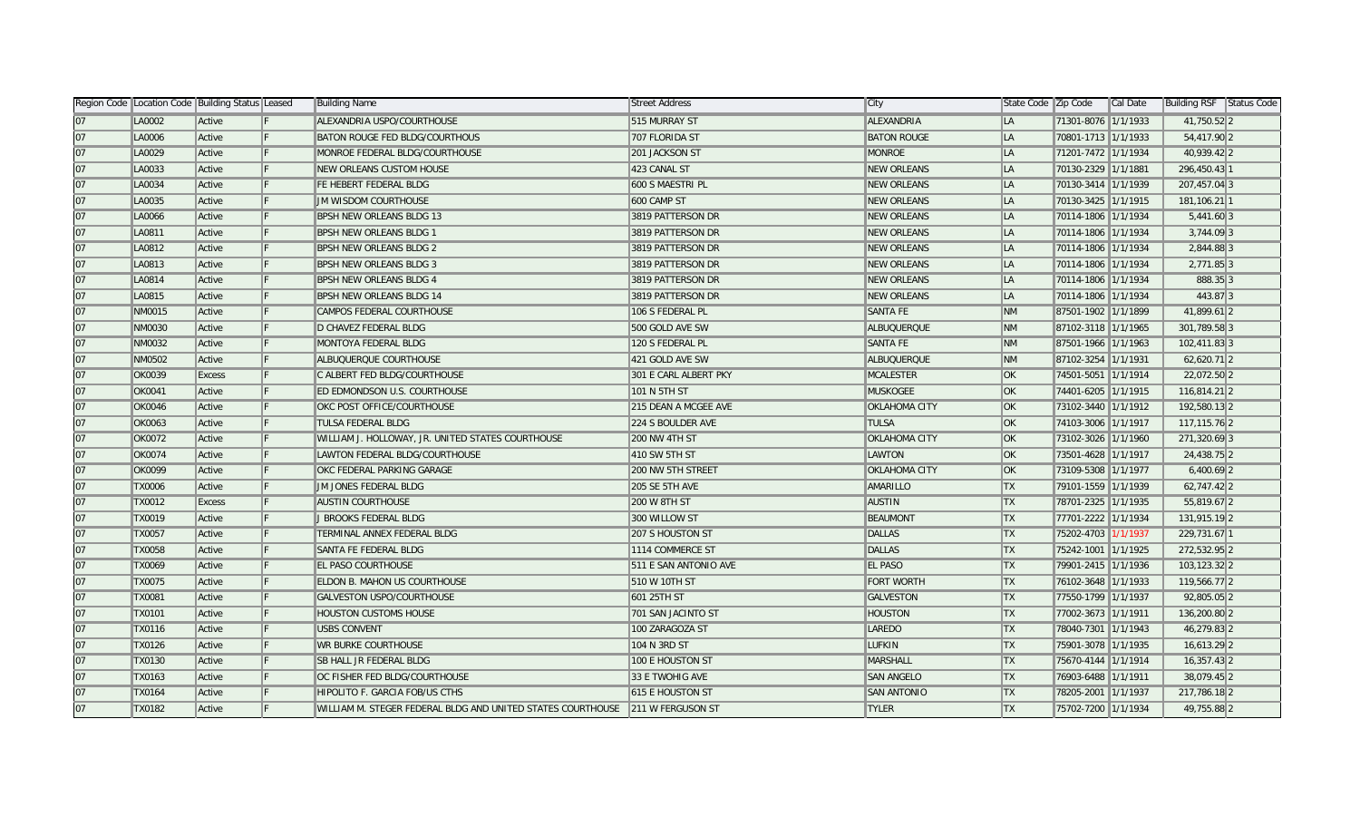| Region Code | Location Code | Building Status | Leased | Building Name | Street Address | City | State Code | Zip Code | Cal Date | Building RSF | Status Code |
|---|---|---|---|---|---|---|---|---|---|---|---|
| 07 | LA0002 | Active | F | ALEXANDRIA USPO/COURTHOUSE | 515 MURRAY ST | ALEXANDRIA | LA | 71301-8076 | 1/1/1933 | 41,750.52 | 2 |
| 07 | LA0006 | Active | F | BATON ROUGE FED BLDG/COURTHOUS | 707 FLORIDA ST | BATON ROUGE | LA | 70801-1713 | 1/1/1933 | 54,417.90 | 2 |
| 07 | LA0029 | Active | F | MONROE FEDERAL BLDG/COURTHOUSE | 201 JACKSON ST | MONROE | LA | 71201-7472 | 1/1/1934 | 40,939.42 | 2 |
| 07 | LA0033 | Active | F | NEW ORLEANS CUSTOM HOUSE | 423 CANAL ST | NEW ORLEANS | LA | 70130-2329 | 1/1/1881 | 296,450.43 | 1 |
| 07 | LA0034 | Active | F | FE HEBERT FEDERAL BLDG | 600 S MAESTRI PL | NEW ORLEANS | LA | 70130-3414 | 1/1/1939 | 207,457.04 | 3 |
| 07 | LA0035 | Active | F | JM WISDOM COURTHOUSE | 600 CAMP ST | NEW ORLEANS | LA | 70130-3425 | 1/1/1915 | 181,106.21 | 1 |
| 07 | LA0066 | Active | F | BPSH NEW ORLEANS BLDG 13 | 3819 PATTERSON DR | NEW ORLEANS | LA | 70114-1806 | 1/1/1934 | 5,441.60 | 3 |
| 07 | LA0811 | Active | F | BPSH NEW ORLEANS BLDG 1 | 3819 PATTERSON DR | NEW ORLEANS | LA | 70114-1806 | 1/1/1934 | 3,744.09 | 3 |
| 07 | LA0812 | Active | F | BPSH NEW ORLEANS BLDG 2 | 3819 PATTERSON DR | NEW ORLEANS | LA | 70114-1806 | 1/1/1934 | 2,844.88 | 3 |
| 07 | LA0813 | Active | F | BPSH NEW ORLEANS BLDG 3 | 3819 PATTERSON DR | NEW ORLEANS | LA | 70114-1806 | 1/1/1934 | 2,771.85 | 3 |
| 07 | LA0814 | Active | F | BPSH NEW ORLEANS BLDG 4 | 3819 PATTERSON DR | NEW ORLEANS | LA | 70114-1806 | 1/1/1934 | 888.35 | 3 |
| 07 | LA0815 | Active | F | BPSH NEW ORLEANS BLDG 14 | 3819 PATTERSON DR | NEW ORLEANS | LA | 70114-1806 | 1/1/1934 | 443.87 | 3 |
| 07 | NM0015 | Active | F | CAMPOS FEDERAL COURTHOUSE | 106 S FEDERAL PL | SANTA FE | NM | 87501-1902 | 1/1/1899 | 41,899.61 | 2 |
| 07 | NM0030 | Active | F | D CHAVEZ FEDERAL BLDG | 500 GOLD AVE SW | ALBUQUERQUE | NM | 87102-3118 | 1/1/1965 | 301,789.58 | 3 |
| 07 | NM0032 | Active | F | MONTOYA FEDERAL BLDG | 120 S FEDERAL PL | SANTA FE | NM | 87501-1966 | 1/1/1963 | 102,411.83 | 3 |
| 07 | NM0502 | Active | F | ALBUQUERQUE COURTHOUSE | 421 GOLD AVE SW | ALBUQUERQUE | NM | 87102-3254 | 1/1/1931 | 62,620.71 | 2 |
| 07 | OK0039 | Excess | F | C ALBERT FED BLDG/COURTHOUSE | 301 E CARL ALBERT PKY | MCALESTER | OK | 74501-5051 | 1/1/1914 | 22,072.50 | 2 |
| 07 | OK0041 | Active | F | ED EDMONDSON U.S. COURTHOUSE | 101 N 5TH ST | MUSKOGEE | OK | 74401-6205 | 1/1/1915 | 116,814.21 | 2 |
| 07 | OK0046 | Active | F | OKC POST OFFICE/COURTHOUSE | 215 DEAN A MCGEE AVE | OKLAHOMA CITY | OK | 73102-3440 | 1/1/1912 | 192,580.13 | 2 |
| 07 | OK0063 | Active | F | TULSA FEDERAL BLDG | 224 S BOULDER AVE | TULSA | OK | 74103-3006 | 1/1/1917 | 117,115.76 | 2 |
| 07 | OK0072 | Active | F | WILLIAM J. HOLLOWAY, JR. UNITED STATES COURTHOUSE | 200 NW 4TH ST | OKLAHOMA CITY | OK | 73102-3026 | 1/1/1960 | 271,320.69 | 3 |
| 07 | OK0074 | Active | F | LAWTON FEDERAL BLDG/COURTHOUSE | 410 SW 5TH ST | LAWTON | OK | 73501-4628 | 1/1/1917 | 24,438.75 | 2 |
| 07 | OK0099 | Active | F | OKC FEDERAL PARKING GARAGE | 200 NW 5TH STREET | OKLAHOMA CITY | OK | 73109-5308 | 1/1/1977 | 6,400.69 | 2 |
| 07 | TX0006 | Active | F | JM JONES FEDERAL BLDG | 205 SE 5TH AVE | AMARILLO | TX | 79101-1559 | 1/1/1939 | 62,747.42 | 2 |
| 07 | TX0012 | Excess | F | AUSTIN COURTHOUSE | 200 W 8TH ST | AUSTIN | TX | 78701-2325 | 1/1/1935 | 55,819.67 | 2 |
| 07 | TX0019 | Active | F | J BROOKS FEDERAL BLDG | 300 WILLOW ST | BEAUMONT | TX | 77701-2222 | 1/1/1934 | 131,915.19 | 2 |
| 07 | TX0057 | Active | F | TERMINAL ANNEX FEDERAL BLDG | 207 S HOUSTON ST | DALLAS | TX | 75202-4703 | 1/1/1937 | 229,731.67 | 1 |
| 07 | TX0058 | Active | F | SANTA FE FEDERAL BLDG | 1114 COMMERCE ST | DALLAS | TX | 75242-1001 | 1/1/1925 | 272,532.95 | 2 |
| 07 | TX0069 | Active | F | EL PASO COURTHOUSE | 511 E SAN ANTONIO AVE | EL PASO | TX | 79901-2415 | 1/1/1936 | 103,123.32 | 2 |
| 07 | TX0075 | Active | F | ELDON B. MAHON US COURTHOUSE | 510 W 10TH ST | FORT WORTH | TX | 76102-3648 | 1/1/1933 | 119,566.77 | 2 |
| 07 | TX0081 | Active | F | GALVESTON USPO/COURTHOUSE | 601 25TH ST | GALVESTON | TX | 77550-1799 | 1/1/1937 | 92,805.05 | 2 |
| 07 | TX0101 | Active | F | HOUSTON CUSTOMS HOUSE | 701 SAN JACINTO ST | HOUSTON | TX | 77002-3673 | 1/1/1911 | 136,200.80 | 2 |
| 07 | TX0116 | Active | F | USBS CONVENT | 100 ZARAGOZA ST | LAREDO | TX | 78040-7301 | 1/1/1943 | 46,279.83 | 2 |
| 07 | TX0126 | Active | F | WR BURKE COURTHOUSE | 104 N 3RD ST | LUFKIN | TX | 75901-3078 | 1/1/1935 | 16,613.29 | 2 |
| 07 | TX0130 | Active | F | SB HALL JR FEDERAL BLDG | 100 E HOUSTON ST | MARSHALL | TX | 75670-4144 | 1/1/1914 | 16,357.43 | 2 |
| 07 | TX0163 | Active | F | OC FISHER FED BLDG/COURTHOUSE | 33 E TWOHIG AVE | SAN ANGELO | TX | 76903-6488 | 1/1/1911 | 38,079.45 | 2 |
| 07 | TX0164 | Active | F | HIPOLITO F. GARCIA FOB/US CTHS | 615 E HOUSTON ST | SAN ANTONIO | TX | 78205-2001 | 1/1/1937 | 217,786.18 | 2 |
| 07 | TX0182 | Active | F | WILLIAM M. STEGER FEDERAL BLDG AND UNITED STATES COURTHOUSE | 211 W FERGUSON ST | TYLER | TX | 75702-7200 | 1/1/1934 | 49,755.88 | 2 |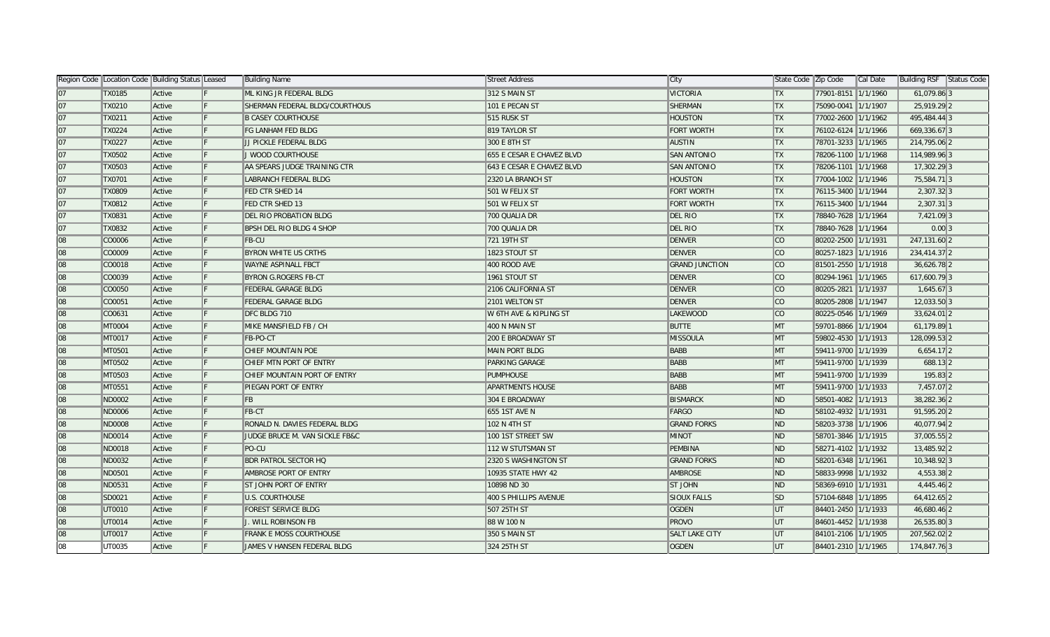| Region Code | Location Code | Building Status | Leased | Building Name | Street Address | City | State Code | Zip Code | Cal Date | Building RSF | Status Code |
|---|---|---|---|---|---|---|---|---|---|---|---|
| 07 | TX0185 | Active | F | ML KING JR FEDERAL BLDG | 312 S MAIN ST | VICTORIA | TX | 77901-8151 | 1/1/1960 | 61,079.86 | 3 |
| 07 | TX0210 | Active | F | SHERMAN FEDERAL BLDG/COURTHOUS | 101 E PECAN ST | SHERMAN | TX | 75090-0041 | 1/1/1907 | 25,919.29 | 2 |
| 07 | TX0211 | Active | F | B CASEY COURTHOUSE | 515 RUSK ST | HOUSTON | TX | 77002-2600 | 1/1/1962 | 495,484.44 | 3 |
| 07 | TX0224 | Active | F | FG LANHAM FED BLDG | 819 TAYLOR ST | FORT WORTH | TX | 76102-6124 | 1/1/1966 | 669,336.67 | 3 |
| 07 | TX0227 | Active | F | JJ PICKLE FEDERAL BLDG | 300 E 8TH ST | AUSTIN | TX | 78701-3233 | 1/1/1965 | 214,795.06 | 2 |
| 07 | TX0502 | Active | F | J WOOD COURTHOUSE | 655 E CESAR E CHAVEZ BLVD | SAN ANTONIO | TX | 78206-1100 | 1/1/1968 | 114,989.96 | 3 |
| 07 | TX0503 | Active | F | AA SPEARS JUDGE TRAINING CTR | 643 E CESAR E CHAVEZ BLVD | SAN ANTONIO | TX | 78206-1101 | 1/1/1968 | 17,302.29 | 3 |
| 07 | TX0701 | Active | F | LABRANCH FEDERAL BLDG | 2320 LA BRANCH ST | HOUSTON | TX | 77004-1002 | 1/1/1946 | 75,584.71 | 3 |
| 07 | TX0809 | Active | F | FED CTR SHED 14 | 501 W FELIX ST | FORT WORTH | TX | 76115-3400 | 1/1/1944 | 2,307.32 | 3 |
| 07 | TX0812 | Active | F | FED CTR SHED 13 | 501 W FELIX ST | FORT WORTH | TX | 76115-3400 | 1/1/1944 | 2,307.31 | 3 |
| 07 | TX0831 | Active | F | DEL RIO PROBATION BLDG | 700 QUALIA DR | DEL RIO | TX | 78840-7628 | 1/1/1964 | 7,421.09 | 3 |
| 07 | TX0832 | Active | F | BPSH DEL RIO BLDG 4 SHOP | 700 QUALIA DR | DEL RIO | TX | 78840-7628 | 1/1/1964 | 0.00 | 3 |
| 08 | CO0006 | Active | F | FB-CU | 721 19TH ST | DENVER | CO | 80202-2500 | 1/1/1931 | 247,131.60 | 2 |
| 08 | CO0009 | Active | F | BYRON WHITE US CRTHS | 1823 STOUT ST | DENVER | CO | 80257-1823 | 1/1/1916 | 234,414.37 | 2 |
| 08 | CO0018 | Active | F | WAYNE ASPINALL FBCT | 400 ROOD AVE | GRAND JUNCTION | CO | 81501-2550 | 1/1/1918 | 36,626.78 | 2 |
| 08 | CO0039 | Active | F | BYRON G.ROGERS FB-CT | 1961 STOUT ST | DENVER | CO | 80294-1961 | 1/1/1965 | 617,600.79 | 3 |
| 08 | CO0050 | Active | F | FEDERAL GARAGE BLDG | 2106 CALIFORNIA ST | DENVER | CO | 80205-2821 | 1/1/1937 | 1,645.67 | 3 |
| 08 | CO0051 | Active | F | FEDERAL GARAGE BLDG | 2101 WELTON ST | DENVER | CO | 80205-2808 | 1/1/1947 | 12,033.50 | 3 |
| 08 | CO0631 | Active | F | DFC BLDG 710 | W 6TH AVE & KIPLING ST | LAKEWOOD | CO | 80225-0546 | 1/1/1969 | 33,624.01 | 2 |
| 08 | MT0004 | Active | F | MIKE MANSFIELD FB / CH | 400 N MAIN ST | BUTTE | MT | 59701-8866 | 1/1/1904 | 61,179.89 | 1 |
| 08 | MT0017 | Active | F | FB-PO-CT | 200 E BROADWAY ST | MISSOULA | MT | 59802-4530 | 1/1/1913 | 128,099.53 | 2 |
| 08 | MT0501 | Active | F | CHIEF MOUNTAIN POE | MAIN PORT BLDG | BABB | MT | 59411-9700 | 1/1/1939 | 6,654.17 | 2 |
| 08 | MT0502 | Active | F | CHIEF MTN PORT OF ENTRY | PARKING GARAGE | BABB | MT | 59411-9700 | 1/1/1939 | 688.13 | 2 |
| 08 | MT0503 | Active | F | CHIEF MOUNTAIN PORT OF ENTRY | PUMPHOUSE | BABB | MT | 59411-9700 | 1/1/1939 | 195.83 | 2 |
| 08 | MT0551 | Active | F | PIEGAN PORT OF ENTRY | APARTMENTS HOUSE | BABB | MT | 59411-9700 | 1/1/1933 | 7,457.07 | 2 |
| 08 | ND0002 | Active | F | FB | 304 E BROADWAY | BISMARCK | ND | 58501-4082 | 1/1/1913 | 38,282.36 | 2 |
| 08 | ND0006 | Active | F | FB-CT | 655 1ST AVE N | FARGO | ND | 58102-4932 | 1/1/1931 | 91,595.20 | 2 |
| 08 | ND0008 | Active | F | RONALD N. DAVIES FEDERAL BLDG | 102 N 4TH ST | GRAND FORKS | ND | 58203-3738 | 1/1/1906 | 40,077.94 | 2 |
| 08 | ND0014 | Active | F | JUDGE BRUCE M. VAN SICKLE FB&C | 100 1ST STREET SW | MINOT | ND | 58701-3846 | 1/1/1915 | 37,005.55 | 2 |
| 08 | ND0018 | Active | F | PO-CU | 112 W STUTSMAN ST | PEMBINA | ND | 58271-4102 | 1/1/1932 | 13,485.92 | 2 |
| 08 | ND0032 | Active | F | BDR PATROL SECTOR HQ | 2320 S WASHINGTON ST | GRAND FORKS | ND | 58201-6348 | 1/1/1961 | 10,348.92 | 3 |
| 08 | ND0501 | Active | F | AMBROSE PORT OF ENTRY | 10935 STATE HWY 42 | AMBROSE | ND | 58833-9998 | 1/1/1932 | 4,553.38 | 2 |
| 08 | ND0531 | Active | F | ST JOHN PORT OF ENTRY | 10898 ND 30 | ST JOHN | ND | 58369-6910 | 1/1/1931 | 4,445.46 | 2 |
| 08 | SD0021 | Active | F | U.S. COURTHOUSE | 400 S PHILLIPS AVENUE | SIOUX FALLS | SD | 57104-6848 | 1/1/1895 | 64,412.65 | 2 |
| 08 | UT0010 | Active | F | FOREST SERVICE BLDG | 507 25TH ST | OGDEN | UT | 84401-2450 | 1/1/1933 | 46,680.46 | 2 |
| 08 | UT0014 | Active | F | J. WILL ROBINSON FB | 88 W 100 N | PROVO | UT | 84601-4452 | 1/1/1938 | 26,535.80 | 3 |
| 08 | UT0017 | Active | F | FRANK E MOSS COURTHOUSE | 350 S MAIN ST | SALT LAKE CITY | UT | 84101-2106 | 1/1/1905 | 207,562.02 | 2 |
| 08 | UT0035 | Active | F | JAMES V HANSEN FEDERAL BLDG | 324 25TH ST | OGDEN | UT | 84401-2310 | 1/1/1965 | 174,847.76 | 3 |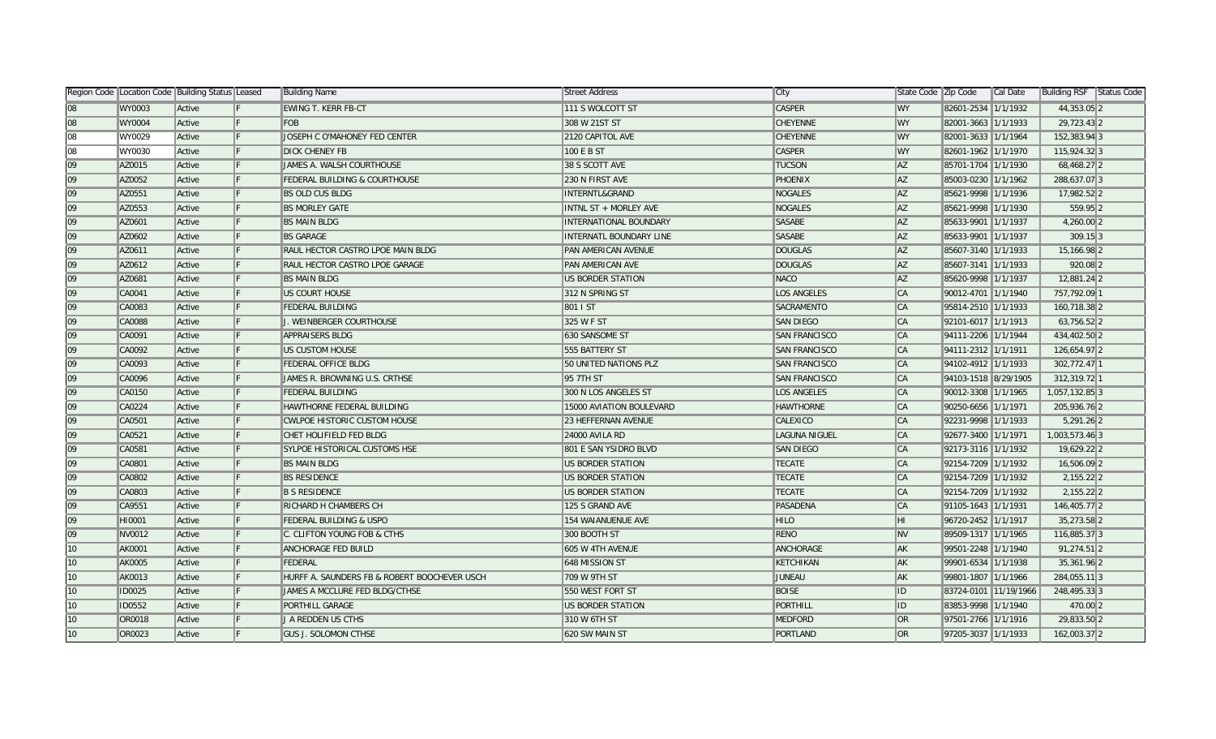| Region Code | Location Code | Building Status | Leased | Building Name | Street Address | City | State Code | Zip Code | Cal Date | Building RSF | Status Code |
|---|---|---|---|---|---|---|---|---|---|---|---|
| 08 | WY0003 | Active | F | EWING T. KERR FB-CT | 111 S WOLCOTT ST | CASPER | WY | 82601-2534 | 1/1/1932 | 44,353.05 | 2 |
| 08 | WY0004 | Active | F | FOB | 308 W 21ST ST | CHEYENNE | WY | 82001-3663 | 1/1/1933 | 29,723.43 | 2 |
| 08 | WY0029 | Active | F | JOSEPH C O'MAHONEY FED CENTER | 2120 CAPITOL AVE | CHEYENNE | WY | 82001-3633 | 1/1/1964 | 152,383.94 | 3 |
| 08 | WY0030 | Active | F | DICK CHENEY FB | 100 E B ST | CASPER | WY | 82601-1962 | 1/1/1970 | 115,924.32 | 3 |
| 09 | AZ0015 | Active | F | JAMES A. WALSH COURTHOUSE | 38 S SCOTT AVE | TUCSON | AZ | 85701-1704 | 1/1/1930 | 68,468.27 | 2 |
| 09 | AZ0052 | Active | F | FEDERAL BUILDING & COURTHOUSE | 230 N FIRST AVE | PHOENIX | AZ | 85003-0230 | 1/1/1962 | 288,637.07 | 3 |
| 09 | AZ0551 | Active | F | BS OLD CUS BLDG | INTERNTL&GRAND | NOGALES | AZ | 85621-9998 | 1/1/1936 | 17,982.52 | 2 |
| 09 | AZ0553 | Active | F | BS MORLEY GATE | INTNL ST + MORLEY AVE | NOGALES | AZ | 85621-9998 | 1/1/1930 | 559.95 | 2 |
| 09 | AZ0601 | Active | F | BS MAIN BLDG | INTERNATIONAL BOUNDARY | SASABE | AZ | 85633-9901 | 1/1/1937 | 4,260.00 | 2 |
| 09 | AZ0602 | Active | F | BS GARAGE | INTERNATL BOUNDARY LINE | SASABE | AZ | 85633-9901 | 1/1/1937 | 309.15 | 3 |
| 09 | AZ0611 | Active | F | RAUL HECTOR CASTRO LPOE MAIN BLDG | PAN AMERICAN AVENUE | DOUGLAS | AZ | 85607-3140 | 1/1/1933 | 15,166.98 | 2 |
| 09 | AZ0612 | Active | F | RAUL HECTOR CASTRO LPOE GARAGE | PAN AMERICAN AVE | DOUGLAS | AZ | 85607-3141 | 1/1/1933 | 920.08 | 2 |
| 09 | AZ0681 | Active | F | BS MAIN BLDG | US BORDER STATION | NACO | AZ | 85620-9998 | 1/1/1937 | 12,881.24 | 2 |
| 09 | CA0041 | Active | F | US COURT HOUSE | 312 N SPRING ST | LOS ANGELES | CA | 90012-4701 | 1/1/1940 | 757,792.09 | 1 |
| 09 | CA0083 | Active | F | FEDERAL BUILDING | 801 I ST | SACRAMENTO | CA | 95814-2510 | 1/1/1933 | 160,718.38 | 2 |
| 09 | CA0088 | Active | F | J. WEINBERGER COURTHOUSE | 325 W F ST | SAN DIEGO | CA | 92101-6017 | 1/1/1913 | 63,756.52 | 2 |
| 09 | CA0091 | Active | F | APPRAISERS BLDG | 630 SANSOME ST | SAN FRANCISCO | CA | 94111-2206 | 1/1/1944 | 434,402.50 | 2 |
| 09 | CA0092 | Active | F | US CUSTOM HOUSE | 555 BATTERY ST | SAN FRANCISCO | CA | 94111-2312 | 1/1/1911 | 126,654.97 | 2 |
| 09 | CA0093 | Active | F | FEDERAL OFFICE BLDG | 50 UNITED NATIONS PLZ | SAN FRANCISCO | CA | 94102-4912 | 1/1/1933 | 302,772.47 | 1 |
| 09 | CA0096 | Active | F | JAMES R. BROWNING U.S. CRTHSE | 95 7TH ST | SAN FRANCISCO | CA | 94103-1518 | 8/29/1905 | 312,319.72 | 1 |
| 09 | CA0150 | Active | F | FEDERAL BUILDING | 300 N LOS ANGELES ST | LOS ANGELES | CA | 90012-3308 | 1/1/1965 | 1,057,132.85 | 3 |
| 09 | CA0224 | Active | F | HAWTHORNE FEDERAL BUILDING | 15000 AVIATION BOULEVARD | HAWTHORNE | CA | 90250-6656 | 1/1/1971 | 205,936.76 | 2 |
| 09 | CA0501 | Active | F | CWLPOE HISTORIC CUSTOM HOUSE | 23 HEFFERNAN AVENUE | CALEXICO | CA | 92231-9998 | 1/1/1933 | 5,291.26 | 2 |
| 09 | CA0521 | Active | F | CHET HOLIFIELD FED BLDG | 24000 AVILA RD | LAGUNA NIGUEL | CA | 92677-3400 | 1/1/1971 | 1,003,573.46 | 3 |
| 09 | CA0581 | Active | F | SYLPOE HISTORICAL CUSTOMS HSE | 801 E SAN YSIDRO BLVD | SAN DIEGO | CA | 92173-3116 | 1/1/1932 | 19,629.22 | 2 |
| 09 | CA0801 | Active | F | BS MAIN BLDG | US BORDER STATION | TECATE | CA | 92154-7209 | 1/1/1932 | 16,506.09 | 2 |
| 09 | CA0802 | Active | F | BS RESIDENCE | US BORDER STATION | TECATE | CA | 92154-7209 | 1/1/1932 | 2,155.22 | 2 |
| 09 | CA0803 | Active | F | B S RESIDENCE | US BORDER STATION | TECATE | CA | 92154-7209 | 1/1/1932 | 2,155.22 | 2 |
| 09 | CA9551 | Active | F | RICHARD H CHAMBERS CH | 125 S GRAND AVE | PASADENA | CA | 91105-1643 | 1/1/1931 | 146,405.77 | 2 |
| 09 | HI0001 | Active | F | FEDERAL BUILDING & USPO | 154 WAIANUENUE AVE | HILO | HI | 96720-2452 | 1/1/1917 | 35,273.58 | 2 |
| 09 | NV0012 | Active | F | C. CLIFTON YOUNG FOB & CTHS | 300 BOOTH ST | RENO | NV | 89509-1317 | 1/1/1965 | 116,885.37 | 3 |
| 10 | AK0001 | Active | F | ANCHORAGE FED BUILD | 605 W 4TH AVENUE | ANCHORAGE | AK | 99501-2248 | 1/1/1940 | 91,274.51 | 2 |
| 10 | AK0005 | Active | F | FEDERAL | 648 MISSION ST | KETCHIKAN | AK | 99901-6534 | 1/1/1938 | 35,361.96 | 2 |
| 10 | AK0013 | Active | F | HURFF A. SAUNDERS FB & ROBERT BOOCHEVER USCH | 709 W 9TH ST | JUNEAU | AK | 99801-1807 | 1/1/1966 | 284,055.11 | 3 |
| 10 | ID0025 | Active | F | JAMES A MCCLURE FED BLDG/CTHSE | 550 WEST FORT ST | BOISE | ID | 83724-0101 | 11/19/1966 | 248,495.33 | 3 |
| 10 | ID0552 | Active | F | PORTHILL GARAGE | US BORDER STATION | PORTHILL | ID | 83853-9998 | 1/1/1940 | 470.00 | 2 |
| 10 | OR0018 | Active | F | J A REDDEN US CTHS | 310 W 6TH ST | MEDFORD | OR | 97501-2766 | 1/1/1916 | 29,833.50 | 2 |
| 10 | OR0023 | Active | F | GUS J. SOLOMON CTHSE | 620 SW MAIN ST | PORTLAND | OR | 97205-3037 | 1/1/1933 | 162,003.37 | 2 |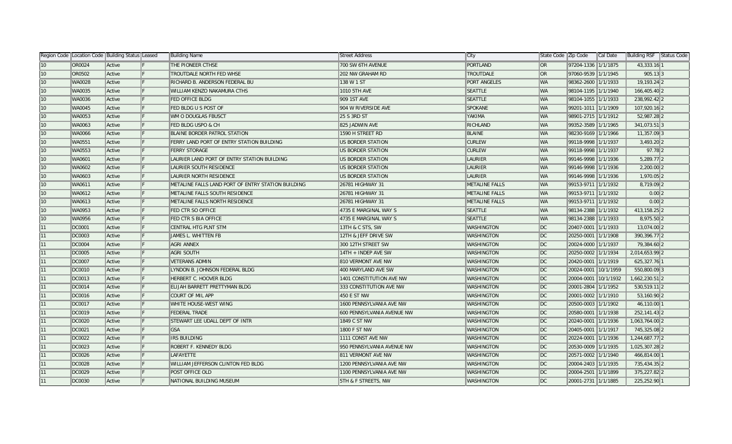| Region Code | Location Code | Building Status | Leased | Building Name | Street Address | City | State Code | Zip Code | Cal Date | Building RSF | Status Code |
|---|---|---|---|---|---|---|---|---|---|---|---|
| 10 | OR0024 | Active | F | THE PIONEER CTHSE | 700 SW 6TH AVENUE | PORTLAND | OR | 97204-1336 | 1/1/1875 | 43,333.16 | 1 |
| 10 | OR0502 | Active | F | TROUTDALE NORTH FED WHSE | 202 NW GRAHAM RD | TROUTDALE | OR | 97060-9539 | 1/1/1945 | 905.13 | 3 |
| 10 | WA0028 | Active | F | RICHARD B. ANDERSON FEDERAL BU | 138 W 1 ST | PORT ANGELES | WA | 98362-2600 | 1/1/1933 | 19,193.24 | 2 |
| 10 | WA0035 | Active | F | WILLIAM KENZO NAKAMURA CTHS | 1010 5TH AVE | SEATTLE | WA | 98104-1195 | 1/1/1940 | 166,405.40 | 2 |
| 10 | WA0036 | Active | F | FED OFFICE BLDG | 909 1ST AVE | SEATTLE | WA | 98104-1055 | 1/1/1933 | 238,992.42 | 2 |
| 10 | WA0045 | Active | F | FED BLDG U S POST OF | 904 W RIVERSIDE AVE | SPOKANE | WA | 99201-1011 | 1/1/1909 | 107,920.16 | 2 |
| 10 | WA0053 | Active | F | WM O DOUGLAS FBUSCT | 25 S 3RD ST | YAKIMA | WA | 98901-2715 | 1/1/1912 | 52,987.28 | 2 |
| 10 | WA0063 | Active | F | FED BLDG USPO & CH | 825 JADWIN AVE | RICHLAND | WA | 99352-3589 | 1/1/1965 | 341,073.51 | 3 |
| 10 | WA0066 | Active | F | BLAINE BORDER PATROL STATION | 1590 H STREET RD | BLAINE | WA | 98230-9169 | 1/1/1966 | 11,357.09 | 3 |
| 10 | WA0551 | Active | F | FERRY LAND PORT OF ENTRY STATION BUILDING | US BORDER STATION | CURLEW | WA | 99118-9998 | 1/1/1937 | 3,493.20 | 2 |
| 10 | WA0553 | Active | F | FERRY STORAGE | US BORDER STATION | CURLEW | WA | 99118-9998 | 1/1/1937 | 97.78 | 2 |
| 10 | WA0601 | Active | F | LAURIER LAND PORT OF ENTRY STATION BUILDING | US BORDER STATION | LAURIER | WA | 99146-9998 | 1/1/1936 | 5,289.77 | 2 |
| 10 | WA0602 | Active | F | LAURIER SOUTH RESIDENCE | US BORDER STATION | LAURIER | WA | 99146-9998 | 1/1/1936 | 2,200.00 | 2 |
| 10 | WA0603 | Active | F | LAURIER NORTH RESIDENCE | US BORDER STATION | LAURIER | WA | 99146-9998 | 1/1/1936 | 1,970.05 | 2 |
| 10 | WA0611 | Active | F | METALINE FALLS LAND PORT OF ENTRY STATION BUILDING | 26781 HIGHWAY 31 | METALINE FALLS | WA | 99153-9711 | 1/1/1932 | 8,719.09 | 2 |
| 10 | WA0612 | Active | F | METALINE FALLS SOUTH RESIDENCE | 26781 HIGHWAY 31 | METALINE FALLS | WA | 99153-9711 | 1/1/1932 | 0.00 | 2 |
| 10 | WA0613 | Active | F | METALINE FALLS NORTH RESIDENCE | 26781 HIGHWAY 31 | METALINE FALLS | WA | 99153-9711 | 1/1/1932 | 0.00 | 2 |
| 10 | WA0953 | Active | F | FED CTR SO OFFICE | 4735 E MARGINAL WAY S | SEATTLE | WA | 98134-2388 | 1/1/1932 | 413,158.25 | 2 |
| 10 | WA0956 | Active | F | FED CTR S BIA OFFICE | 4735 E MARGINAL WAY S | SEATTLE | WA | 98134-2388 | 1/1/1933 | 8,975.50 | 2 |
| 11 | DC0001 | Active | F | CENTRAL HTG PLNT STM | 13TH & C STS, SW | WASHINGTON | DC | 20407-0001 | 1/1/1933 | 13,074.00 | 2 |
| 11 | DC0003 | Active | F | JAMES L. WHITTEN FB | 12TH & JEFF DRIVE SW | WASHINGTON | DC | 20250-0001 | 1/1/1908 | 390,396.77 | 2 |
| 11 | DC0004 | Active | F | AGRI ANNEX | 300 12TH STREET SW | WASHINGTON | DC | 20024-0000 | 1/1/1937 | 79,384.60 | 2 |
| 11 | DC0005 | Active | F | AGRI SOUTH | 14TH + INDEP AVE SW | WASHINGTON | DC | 20250-0002 | 1/1/1934 | 2,014,653.99 | 2 |
| 11 | DC0007 | Active | F | VETERANS ADMIN | 810 VERMONT AVE NW | WASHINGTON | DC | 20420-0001 | 1/1/1919 | 625,327.76 | 1 |
| 11 | DC0010 | Active | F | LYNDON B. JOHNSON FEDERAL BLDG | 400 MARYLAND AVE SW | WASHINGTON | DC | 20024-0001 | 10/1/1959 | 550,800.09 | 3 |
| 11 | DC0013 | Active | F | HERBERT C. HOOVER BLDG | 1401 CONSTITUTION AVE NW | WASHINGTON | DC | 20004-0001 | 10/1/1932 | 1,662,230.51 | 2 |
| 11 | DC0014 | Active | F | ELIJAH BARRETT PRETTYMAN BLDG | 333 CONSTITUTION AVE NW | WASHINGTON | DC | 20001-2804 | 1/1/1952 | 530,519.11 | 2 |
| 11 | DC0016 | Active | F | COURT OF MIL APP | 450 E ST NW | WASHINGTON | DC | 20001-0002 | 1/1/1910 | 53,160.90 | 2 |
| 11 | DC0017 | Active | F | WHITE HOUSE-WEST WING | 1600 PENNSYLVANIA AVE NW | WASHINGTON | DC | 20500-0003 | 1/1/1902 | 46,110.00 | 1 |
| 11 | DC0019 | Active | F | FEDERAL TRADE | 600 PENNSYLVANIA AVENUE NW | WASHINGTON | DC | 20580-0001 | 1/1/1938 | 252,141.43 | 2 |
| 11 | DC0020 | Active | F | STEWART LEE UDALL DEPT OF INTR | 1849 C ST NW | WASHINGTON | DC | 20240-0001 | 1/1/1936 | 1,063,764.00 | 2 |
| 11 | DC0021 | Active | F | GSA | 1800 F ST NW | WASHINGTON | DC | 20405-0001 | 1/1/1917 | 745,325.08 | 2 |
| 11 | DC0022 | Active | F | IRS BUILDING | 1111 CONST AVE NW | WASHINGTON | DC | 20224-0001 | 1/1/1936 | 1,244,687.77 | 2 |
| 11 | DC0023 | Active | F | ROBERT F. KENNEDY BLDG | 950 PENNSYLVANIA AVENUE NW | WASHINGTON | DC | 20530-0009 | 1/1/1935 | 1,025,307.28 | 2 |
| 11 | DC0026 | Active | F | LAFAYETTE | 811 VERMONT AVE NW | WASHINGTON | DC | 20571-0002 | 1/1/1940 | 466,814.00 | 1 |
| 11 | DC0028 | Active | F | WILLIAM JEFFERSON CLINTON FED BLDG | 1200 PENNSYLVANIA AVE NW | WASHINGTON | DC | 20004-2403 | 1/1/1935 | 735,434.35 | 2 |
| 11 | DC0029 | Active | F | POST OFFICE OLD | 1100 PENNSYLVANIA AVE NW | WASHINGTON | DC | 20004-2501 | 1/1/1899 | 375,227.82 | 2 |
| 11 | DC0030 | Active | F | NATIONAL BUILDING MUSEUM | 5TH & F STREETS, NW | WASHINGTON | DC | 20001-2731 | 1/1/1885 | 225,252.90 | 1 |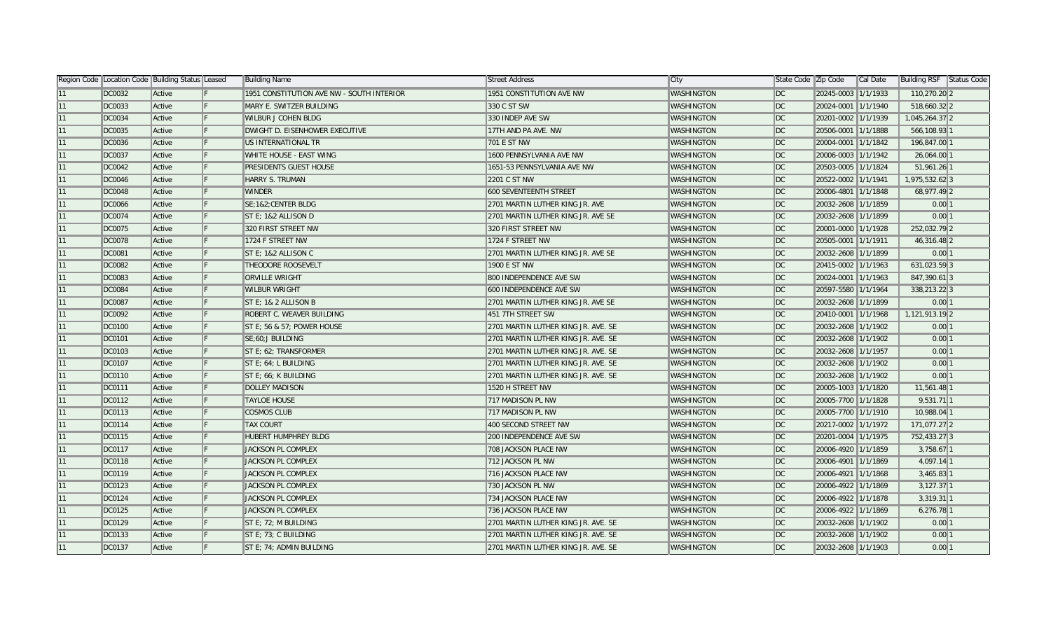| Region Code | Location Code | Building Status | Leased | Building Name | Street Address | City | State Code | Zip Code | Cal Date | Building RSF | Status Code |
|---|---|---|---|---|---|---|---|---|---|---|---|
| 11 | DC0032 | Active | F | 1951 CONSTITUTION AVE NW - SOUTH INTERIOR | 1951 CONSTITUTION AVE NW | WASHINGTON | DC | 20245-0003 | 1/1/1933 | 110,270.20 | 2 |
| 11 | DC0033 | Active | F | MARY E. SWITZER BUILDING | 330 C ST SW | WASHINGTON | DC | 20024-0001 | 1/1/1940 | 518,660.32 | 2 |
| 11 | DC0034 | Active | F | WILBUR J COHEN BLDG | 330 INDEP AVE SW | WASHINGTON | DC | 20201-0002 | 1/1/1939 | 1,045,264.37 | 2 |
| 11 | DC0035 | Active | F | DWIGHT D. EISENHOWER EXECUTIVE | 17TH AND PA AVE. NW | WASHINGTON | DC | 20506-0001 | 1/1/1888 | 566,108.93 | 1 |
| 11 | DC0036 | Active | F | US INTERNATIONAL TR | 701 E ST NW | WASHINGTON | DC | 20004-0001 | 1/1/1842 | 196,847.00 | 1 |
| 11 | DC0037 | Active | F | WHITE HOUSE - EAST WING | 1600 PENNSYLVANIA AVE NW | WASHINGTON | DC | 20006-0003 | 1/1/1942 | 26,064.00 | 1 |
| 11 | DC0042 | Active | F | PRESIDENTS GUEST HOUSE | 1651-53 PENNSYLVANIA AVE NW | WASHINGTON | DC | 20503-0005 | 1/1/1824 | 51,961.26 | 1 |
| 11 | DC0046 | Active | F | HARRY S. TRUMAN | 2201 C ST NW | WASHINGTON | DC | 20522-0002 | 1/1/1941 | 1,975,532.62 | 3 |
| 11 | DC0048 | Active | F | WINDER | 600 SEVENTEENTH STREET | WASHINGTON | DC | 20006-4801 | 1/1/1848 | 68,977.49 | 2 |
| 11 | DC0066 | Active | F | SE;1&2;CENTER BLDG | 2701 MARTIN LUTHER KING JR. AVE | WASHINGTON | DC | 20032-2608 | 1/1/1859 | 0.00 | 1 |
| 11 | DC0074 | Active | F | ST E; 1&2 ALLISON D | 2701 MARTIN LUTHER KING JR. AVE SE | WASHINGTON | DC | 20032-2608 | 1/1/1899 | 0.00 | 1 |
| 11 | DC0075 | Active | F | 320 FIRST STREET NW | 320 FIRST STREET NW | WASHINGTON | DC | 20001-0000 | 1/1/1928 | 252,032.79 | 2 |
| 11 | DC0078 | Active | F | 1724 F STREET NW | 1724 F STREET NW | WASHINGTON | DC | 20505-0001 | 1/1/1911 | 46,316.48 | 2 |
| 11 | DC0081 | Active | F | ST E; 1&2 ALLISON C | 2701 MARTIN LUTHER KING JR. AVE SE | WASHINGTON | DC | 20032-2608 | 1/1/1899 | 0.00 | 1 |
| 11 | DC0082 | Active | F | THEODORE ROOSEVELT | 1900 E ST NW | WASHINGTON | DC | 20415-0002 | 1/1/1963 | 631,023.59 | 3 |
| 11 | DC0083 | Active | F | ORVILLE WRIGHT | 800 INDEPENDENCE AVE SW | WASHINGTON | DC | 20024-0001 | 1/1/1963 | 847,390.61 | 3 |
| 11 | DC0084 | Active | F | WILBUR WRIGHT | 600 INDEPENDENCE AVE SW | WASHINGTON | DC | 20597-5580 | 1/1/1964 | 338,213.22 | 3 |
| 11 | DC0087 | Active | F | ST E; 1& 2 ALLISON B | 2701 MARTIN LUTHER KING JR. AVE SE | WASHINGTON | DC | 20032-2608 | 1/1/1899 | 0.00 | 1 |
| 11 | DC0092 | Active | F | ROBERT C. WEAVER BUILDING | 451 7TH STREET SW | WASHINGTON | DC | 20410-0001 | 1/1/1968 | 1,121,913.19 | 2 |
| 11 | DC0100 | Active | F | ST E; 56 & 57; POWER HOUSE | 2701 MARTIN LUTHER KING JR. AVE. SE | WASHINGTON | DC | 20032-2608 | 1/1/1902 | 0.00 | 1 |
| 11 | DC0101 | Active | F | SE;60;J BUILDING | 2701 MARTIN LUTHER KING JR. AVE. SE | WASHINGTON | DC | 20032-2608 | 1/1/1902 | 0.00 | 1 |
| 11 | DC0103 | Active | F | ST E; 62; TRANSFORMER | 2701 MARTIN LUTHER KING JR. AVE. SE | WASHINGTON | DC | 20032-2608 | 1/1/1957 | 0.00 | 1 |
| 11 | DC0107 | Active | F | ST E; 64; L BUILDING | 2701 MARTIN LUTHER KING JR. AVE. SE | WASHINGTON | DC | 20032-2608 | 1/1/1902 | 0.00 | 1 |
| 11 | DC0110 | Active | F | ST E; 66; K BUILDING | 2701 MARTIN LUTHER KING JR. AVE. SE | WASHINGTON | DC | 20032-2608 | 1/1/1902 | 0.00 | 1 |
| 11 | DC0111 | Active | F | DOLLEY MADISON | 1520 H STREET NW | WASHINGTON | DC | 20005-1003 | 1/1/1820 | 11,561.48 | 1 |
| 11 | DC0112 | Active | F | TAYLOE HOUSE | 717 MADISON PL NW | WASHINGTON | DC | 20005-7700 | 1/1/1828 | 9,531.71 | 1 |
| 11 | DC0113 | Active | F | COSMOS CLUB | 717 MADISON PL NW | WASHINGTON | DC | 20005-7700 | 1/1/1910 | 10,988.04 | 1 |
| 11 | DC0114 | Active | F | TAX COURT | 400 SECOND STREET NW | WASHINGTON | DC | 20217-0002 | 1/1/1972 | 171,077.27 | 2 |
| 11 | DC0115 | Active | F | HUBERT HUMPHREY BLDG | 200 INDEPENDENCE AVE SW | WASHINGTON | DC | 20201-0004 | 1/1/1975 | 752,433.27 | 3 |
| 11 | DC0117 | Active | F | JACKSON PL COMPLEX | 708 JACKSON PLACE NW | WASHINGTON | DC | 20006-4920 | 1/1/1859 | 3,758.67 | 1 |
| 11 | DC0118 | Active | F | JACKSON PL COMPLEX | 712 JACKSON PL NW | WASHINGTON | DC | 20006-4901 | 1/1/1869 | 4,097.14 | 1 |
| 11 | DC0119 | Active | F | JACKSON PL COMPLEX | 716 JACKSON PLACE NW | WASHINGTON | DC | 20006-4921 | 1/1/1868 | 3,465.83 | 1 |
| 11 | DC0123 | Active | F | JACKSON PL COMPLEX | 730 JACKSON PL NW | WASHINGTON | DC | 20006-4922 | 1/1/1869 | 3,127.37 | 1 |
| 11 | DC0124 | Active | F | JACKSON PL COMPLEX | 734 JACKSON PLACE NW | WASHINGTON | DC | 20006-4922 | 1/1/1878 | 3,319.31 | 1 |
| 11 | DC0125 | Active | F | JACKSON PL COMPLEX | 736 JACKSON PLACE NW | WASHINGTON | DC | 20006-4922 | 1/1/1869 | 6,276.78 | 1 |
| 11 | DC0129 | Active | F | ST E; 72; M BUILDING | 2701 MARTIN LUTHER KING JR. AVE. SE | WASHINGTON | DC | 20032-2608 | 1/1/1902 | 0.00 | 1 |
| 11 | DC0133 | Active | F | ST E; 73; C BUILDING | 2701 MARTIN LUTHER KING JR. AVE. SE | WASHINGTON | DC | 20032-2608 | 1/1/1902 | 0.00 | 1 |
| 11 | DC0137 | Active | F | ST E; 74; ADMIN BUILDING | 2701 MARTIN LUTHER KING JR. AVE. SE | WASHINGTON | DC | 20032-2608 | 1/1/1903 | 0.00 | 1 |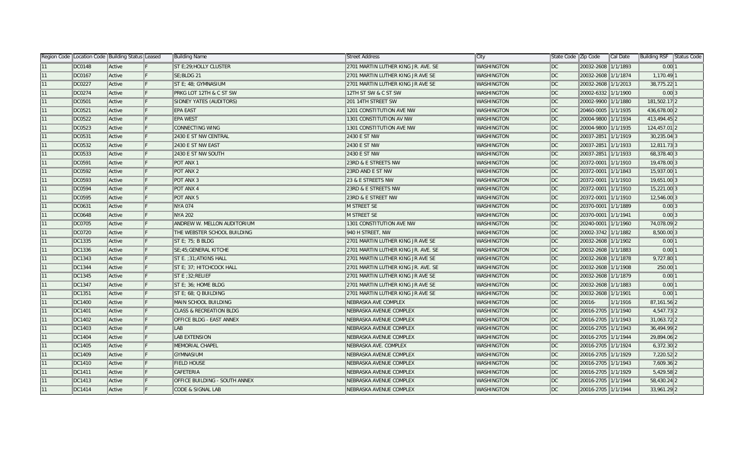| Region Code | Location Code | Building Status | Leased | Building Name | Street Address | City | State Code | Zip Code | Cal Date | Building RSF | Status Code |
|---|---|---|---|---|---|---|---|---|---|---|---|
| 11 | DC0148 | Active | F | ST E;29;HOLLY CLUSTER | 2701 MARTIN LUTHER KING JR. AVE. SE | WASHINGTON | DC | 20032-2608 | 1/1/1893 | 0.00 | 1 |
| 11 | DC0167 | Active | F | SE;BLDG 21 | 2701 MARTIN LUTHER KING JR AVE SE | WASHINGTON | DC | 20032-2608 | 1/1/1874 | 1,170.49 | 1 |
| 11 | DC0227 | Active | F | ST E; 48; GYMNASIUM | 2701 MARTIN LUTHER KING JR AVE SE | WASHINGTON | DC | 20032-2608 | 1/1/2013 | 38,775.22 | 1 |
| 11 | DC0274 | Active | F | PRKG LOT 12TH & C ST SW | 12TH ST SW & C ST SW | WASHINGTON | DC | 20002-6332 | 1/1/1900 | 0.00 | 3 |
| 11 | DC0501 | Active | F | SIDNEY YATES (AUDITORS) | 201 14TH STREET SW | WASHINGTON | DC | 20002-9900 | 1/1/1880 | 181,502.17 | 2 |
| 11 | DC0521 | Active | F | EPA EAST | 1201 CONSTITUTION AVE NW | WASHINGTON | DC | 20460-0005 | 1/1/1935 | 436,678.00 | 2 |
| 11 | DC0522 | Active | F | EPA WEST | 1301 CONSTITUTION AV NW | WASHINGTON | DC | 20004-9800 | 1/1/1934 | 413,494.45 | 2 |
| 11 | DC0523 | Active | F | CONNECTING WING | 1301 CONSTITUTION AVE NW | WASHINGTON | DC | 20004-9800 | 1/1/1935 | 124,457.01 | 2 |
| 11 | DC0531 | Active | F | 2430 E ST NW CENTRAL | 2430 E ST NW | WASHINGTON | DC | 20037-2851 | 1/1/1919 | 30,235.04 | 3 |
| 11 | DC0532 | Active | F | 2430 E ST NW EAST | 2430 E ST NW | WASHINGTON | DC | 20037-2851 | 1/1/1933 | 12,811.73 | 3 |
| 11 | DC0533 | Active | F | 2430 E ST NW SOUTH | 2430 E ST NW | WASHINGTON | DC | 20037-2851 | 1/1/1933 | 68,378.40 | 3 |
| 11 | DC0591 | Active | F | POT ANX 1 | 23RD & E STREETS NW | WASHINGTON | DC | 20372-0001 | 1/1/1910 | 19,478.00 | 3 |
| 11 | DC0592 | Active | F | POT ANX 2 | 23RD AND E ST NW | WASHINGTON | DC | 20372-0001 | 1/1/1843 | 15,937.00 | 1 |
| 11 | DC0593 | Active | F | POT ANX 3 | 23 & E STREETS NW | WASHINGTON | DC | 20372-0001 | 1/1/1910 | 19,651.00 | 3 |
| 11 | DC0594 | Active | F | POT ANX 4 | 23RD & E STREETS NW | WASHINGTON | DC | 20372-0001 | 1/1/1910 | 15,221.00 | 3 |
| 11 | DC0595 | Active | F | POT ANX 5 | 23RD & E STREET NW | WASHINGTON | DC | 20372-0001 | 1/1/1910 | 12,546.00 | 3 |
| 11 | DC0631 | Active | F | NYA 074 | M STREET SE | WASHINGTON | DC | 20370-0001 | 1/1/1889 | 0.00 | 3 |
| 11 | DC0648 | Active | F | NYA 202 | M STREET SE | WASHINGTON | DC | 20370-0001 | 1/1/1941 | 0.00 | 3 |
| 11 | DC0705 | Active | F | ANDREW W. MELLON AUDITORIUM | 1301 CONSTITUTION AVE NW | WASHINGTON | DC | 20240-0001 | 1/1/1960 | 74,078.09 | 2 |
| 11 | DC0720 | Active | F | THE WEBSTER SCHOOL BUILDING | 940 H STREET, NW | WASHINGTON | DC | 20002-3742 | 1/1/1882 | 8,500.00 | 3 |
| 11 | DC1335 | Active | F | ST E; 75; B BLDG | 2701 MARTIN LUTHER KING JR AVE SE | WASHINGTON | DC | 20032-2608 | 1/1/1902 | 0.00 | 1 |
| 11 | DC1336 | Active | F | SE;45;GENERAL KITCHE | 2701 MARTIN LUTHER KING JR. AVE. SE | WASHINGTON | DC | 20032-2608 | 1/1/1883 | 0.00 | 1 |
| 11 | DC1343 | Active | F | ST E. ;31;ATKINS HALL | 2701 MARTIN LUTHER KING JR AVE SE | WASHINGTON | DC | 20032-2608 | 1/1/1878 | 9,727.80 | 1 |
| 11 | DC1344 | Active | F | ST E; 37; HITCHCOCK HALL | 2701 MARTIN LUTHER KING JR. AVE. SE | WASHINGTON | DC | 20032-2608 | 1/1/1908 | 250.00 | 1 |
| 11 | DC1345 | Active | F | ST E ;32;RELIEF | 2701 MARTIN LUTHER KING JR AVE SE | WASHINGTON | DC | 20032-2608 | 1/1/1879 | 0.00 | 1 |
| 11 | DC1347 | Active | F | ST E; 36; HOME BLDG | 2701 MARTIN LUTHER KING JR AVE SE | WASHINGTON | DC | 20032-2608 | 1/1/1883 | 0.00 | 1 |
| 11 | DC1351 | Active | F | ST E; 68; Q BUILDING | 2701 MARTIN LUTHER KING JR AVE SE | WASHINGTON | DC | 20032-2608 | 1/1/1901 | 0.00 | 1 |
| 11 | DC1400 | Active | F | MAIN SCHOOL BUILDING | NEBRASKA AVE COMPLEX | WASHINGTON | DC | 20016- | 1/1/1916 | 87,161.56 | 2 |
| 11 | DC1401 | Active | F | CLASS & RECREATION BLDG | NEBRASKA AVENUE COMPLEX | WASHINGTON | DC | 20016-2705 | 1/1/1940 | 4,547.73 | 2 |
| 11 | DC1402 | Active | F | OFFICE BLDG - EAST ANNEX | NEBRASKA AVENUE COMPLEX | WASHINGTON | DC | 20016-2705 | 1/1/1943 | 31,063.72 | 2 |
| 11 | DC1403 | Active | F | LAB | NEBRASKA AVENUE COMPLEX | WASHINGTON | DC | 20016-2705 | 1/1/1943 | 36,494.99 | 2 |
| 11 | DC1404 | Active | F | LAB EXTENSION | NEBRASKA AVENUE COMPLEX | WASHINGTON | DC | 20016-2705 | 1/1/1944 | 29,894.06 | 2 |
| 11 | DC1405 | Active | F | MEMORIAL CHAPEL | NEBRASKA AVE. COMPLEX | WASHINGTON | DC | 20016-2705 | 1/1/1924 | 6,372.30 | 2 |
| 11 | DC1409 | Active | F | GYMNASIUM | NEBRASKA AVENUE COMPLEX | WASHINGTON | DC | 20016-2705 | 1/1/1929 | 7,220.52 | 2 |
| 11 | DC1410 | Active | F | FIELD HOUSE | NEBRASKA AVENUE COMPLEX | WASHINGTON | DC | 20016-2705 | 1/1/1943 | 7,609.36 | 2 |
| 11 | DC1411 | Active | F | CAFETERIA | NEBRASKA AVENUE COMPLEX | WASHINGTON | DC | 20016-2705 | 1/1/1929 | 5,429.58 | 2 |
| 11 | DC1413 | Active | F | OFFICE BUILDING - SOUTH ANNEX | NEBRASKA AVENUE COMPLEX | WASHINGTON | DC | 20016-2705 | 1/1/1944 | 58,430.24 | 2 |
| 11 | DC1414 | Active | F | CODE & SIGNAL LAB | NEBRASKA AVENUE COMPLEX | WASHINGTON | DC | 20016-2705 | 1/1/1944 | 33,961.29 | 2 |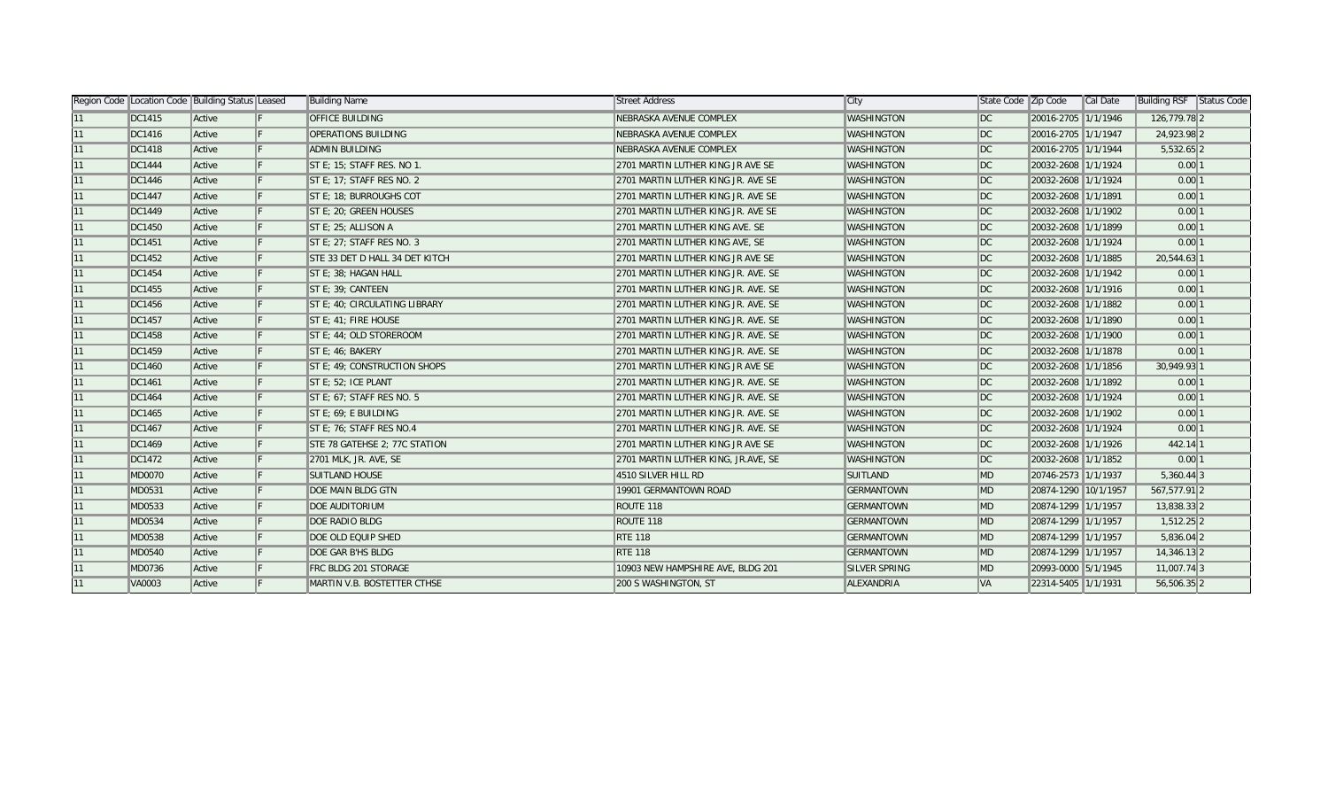| Region Code | Location Code | Building Status | Leased | Building Name | Street Address | City | State Code | Zip Code | Cal Date | Building RSF | Status Code |
|---|---|---|---|---|---|---|---|---|---|---|---|
| 11 | DC1415 | Active | F | OFFICE BUILDING | NEBRASKA AVENUE COMPLEX | WASHINGTON | DC | 20016-2705 | 1/1/1946 | 126,779.78 | 2 |
| 11 | DC1416 | Active | F | OPERATIONS BUILDING | NEBRASKA AVENUE COMPLEX | WASHINGTON | DC | 20016-2705 | 1/1/1947 | 24,923.98 | 2 |
| 11 | DC1418 | Active | F | ADMIN BUILDING | NEBRASKA AVENUE COMPLEX | WASHINGTON | DC | 20016-2705 | 1/1/1944 | 5,532.65 | 2 |
| 11 | DC1444 | Active | F | ST E; 15; STAFF RES. NO 1. | 2701 MARTIN LUTHER KING JR AVE SE | WASHINGTON | DC | 20032-2608 | 1/1/1924 | 0.00 | 1 |
| 11 | DC1446 | Active | F | ST E; 17; STAFF RES NO. 2 | 2701 MARTIN LUTHER KING JR. AVE SE | WASHINGTON | DC | 20032-2608 | 1/1/1924 | 0.00 | 1 |
| 11 | DC1447 | Active | F | ST E; 18; BURROUGHS COT | 2701 MARTIN LUTHER KING JR. AVE SE | WASHINGTON | DC | 20032-2608 | 1/1/1891 | 0.00 | 1 |
| 11 | DC1449 | Active | F | ST E; 20; GREEN HOUSES | 2701 MARTIN LUTHER KING JR. AVE SE | WASHINGTON | DC | 20032-2608 | 1/1/1902 | 0.00 | 1 |
| 11 | DC1450 | Active | F | ST E; 25; ALLISON A | 2701 MARTIN LUTHER KING AVE. SE | WASHINGTON | DC | 20032-2608 | 1/1/1899 | 0.00 | 1 |
| 11 | DC1451 | Active | F | ST E; 27; STAFF RES NO. 3 | 2701 MARTIN LUTHER KING AVE, SE | WASHINGTON | DC | 20032-2608 | 1/1/1924 | 0.00 | 1 |
| 11 | DC1452 | Active | F | STE 33 DET D HALL 34 DET KITCH | 2701 MARTIN LUTHER KING JR AVE SE | WASHINGTON | DC | 20032-2608 | 1/1/1885 | 20,544.63 | 1 |
| 11 | DC1454 | Active | F | ST E; 38; HAGAN HALL | 2701 MARTIN LUTHER KING JR. AVE. SE | WASHINGTON | DC | 20032-2608 | 1/1/1942 | 0.00 | 1 |
| 11 | DC1455 | Active | F | ST E; 39; CANTEEN | 2701 MARTIN LUTHER KING JR. AVE. SE | WASHINGTON | DC | 20032-2608 | 1/1/1916 | 0.00 | 1 |
| 11 | DC1456 | Active | F | ST E; 40; CIRCULATING LIBRARY | 2701 MARTIN LUTHER KING JR. AVE. SE | WASHINGTON | DC | 20032-2608 | 1/1/1882 | 0.00 | 1 |
| 11 | DC1457 | Active | F | ST E; 41; FIRE HOUSE | 2701 MARTIN LUTHER KING JR. AVE. SE | WASHINGTON | DC | 20032-2608 | 1/1/1890 | 0.00 | 1 |
| 11 | DC1458 | Active | F | ST E; 44; OLD STOREROOM | 2701 MARTIN LUTHER KING JR. AVE. SE | WASHINGTON | DC | 20032-2608 | 1/1/1900 | 0.00 | 1 |
| 11 | DC1459 | Active | F | ST E; 46; BAKERY | 2701 MARTIN LUTHER KING JR. AVE. SE | WASHINGTON | DC | 20032-2608 | 1/1/1878 | 0.00 | 1 |
| 11 | DC1460 | Active | F | ST E; 49; CONSTRUCTION SHOPS | 2701 MARTIN LUTHER KING JR AVE SE | WASHINGTON | DC | 20032-2608 | 1/1/1856 | 30,949.93 | 1 |
| 11 | DC1461 | Active | F | ST E; 52; ICE PLANT | 2701 MARTIN LUTHER KING JR. AVE. SE | WASHINGTON | DC | 20032-2608 | 1/1/1892 | 0.00 | 1 |
| 11 | DC1464 | Active | F | ST E; 67; STAFF RES NO. 5 | 2701 MARTIN LUTHER KING JR. AVE. SE | WASHINGTON | DC | 20032-2608 | 1/1/1924 | 0.00 | 1 |
| 11 | DC1465 | Active | F | ST E; 69; E BUILDING | 2701 MARTIN LUTHER KING JR. AVE. SE | WASHINGTON | DC | 20032-2608 | 1/1/1902 | 0.00 | 1 |
| 11 | DC1467 | Active | F | ST E; 76; STAFF RES NO.4 | 2701 MARTIN LUTHER KING JR. AVE. SE | WASHINGTON | DC | 20032-2608 | 1/1/1924 | 0.00 | 1 |
| 11 | DC1469 | Active | F | STE 78 GATEHSE 2; 77C STATION | 2701 MARTIN LUTHER KING JR AVE SE | WASHINGTON | DC | 20032-2608 | 1/1/1926 | 442.14 | 1 |
| 11 | DC1472 | Active | F | 2701 MLK, JR. AVE, SE | 2701 MARTIN LUTHER KING, JR.AVE, SE | WASHINGTON | DC | 20032-2608 | 1/1/1852 | 0.00 | 1 |
| 11 | MD0070 | Active | F | SUITLAND HOUSE | 4510 SILVER HILL RD | SUITLAND | MD | 20746-2573 | 1/1/1937 | 5,360.44 | 3 |
| 11 | MD0531 | Active | F | DOE MAIN BLDG GTN | 19901 GERMANTOWN ROAD | GERMANTOWN | MD | 20874-1290 | 10/1/1957 | 567,577.91 | 2 |
| 11 | MD0533 | Active | F | DOE AUDITORIUM | ROUTE 118 | GERMANTOWN | MD | 20874-1299 | 1/1/1957 | 13,838.33 | 2 |
| 11 | MD0534 | Active | F | DOE RADIO BLDG | ROUTE 118 | GERMANTOWN | MD | 20874-1299 | 1/1/1957 | 1,512.25 | 2 |
| 11 | MD0538 | Active | F | DOE OLD EQUIP SHED | RTE 118 | GERMANTOWN | MD | 20874-1299 | 1/1/1957 | 5,836.04 | 2 |
| 11 | MD0540 | Active | F | DOE GAR B'HS BLDG | RTE 118 | GERMANTOWN | MD | 20874-1299 | 1/1/1957 | 14,346.13 | 2 |
| 11 | MD0736 | Active | F | FRC BLDG 201 STORAGE | 10903 NEW HAMPSHIRE AVE, BLDG 201 | SILVER SPRING | MD | 20993-0000 | 5/1/1945 | 11,007.74 | 3 |
| 11 | VA0003 | Active | F | MARTIN V.B. BOSTETTER CTHSE | 200 S WASHINGTON, ST | ALEXANDRIA | VA | 22314-5405 | 1/1/1931 | 56,506.35 | 2 |